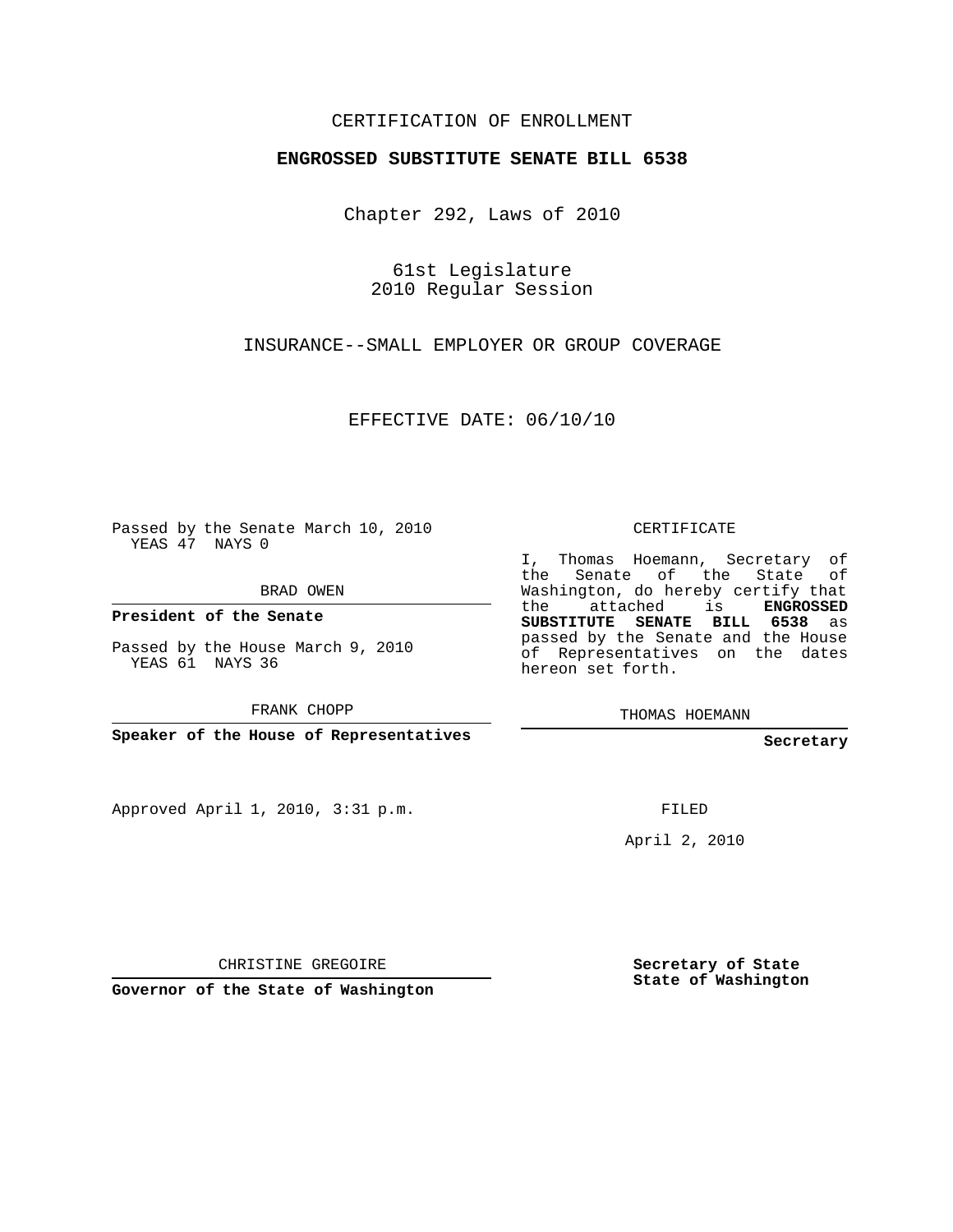CERTIFICATION OF ENROLLMENT

**ENGROSSED SUBSTITUTE SENATE BILL 6538**

Chapter 292, Laws of 2010

61st Legislature
2010 Regular Session

INSURANCE--SMALL EMPLOYER OR GROUP COVERAGE

EFFECTIVE DATE: 06/10/10

Passed by the Senate March 10, 2010
YEAS 47 NAYS 0

BRAD OWEN

**President of the Senate**

Passed by the House March 9, 2010
YEAS 61 NAYS 36

FRANK CHOPP

**Speaker of the House of Representatives**

Approved April 1, 2010, 3:31 p.m.

CHRISTINE GREGOIRE

**Governor of the State of Washington**

CERTIFICATE

I, Thomas Hoemann, Secretary of the Senate of the State of Washington, do hereby certify that the attached is **ENGROSSED SUBSTITUTE SENATE BILL 6538** as passed by the Senate and the House of Representatives on the dates hereon set forth.

THOMAS HOEMANN

**Secretary**

FILED

April 2, 2010

**Secretary of State**
**State of Washington**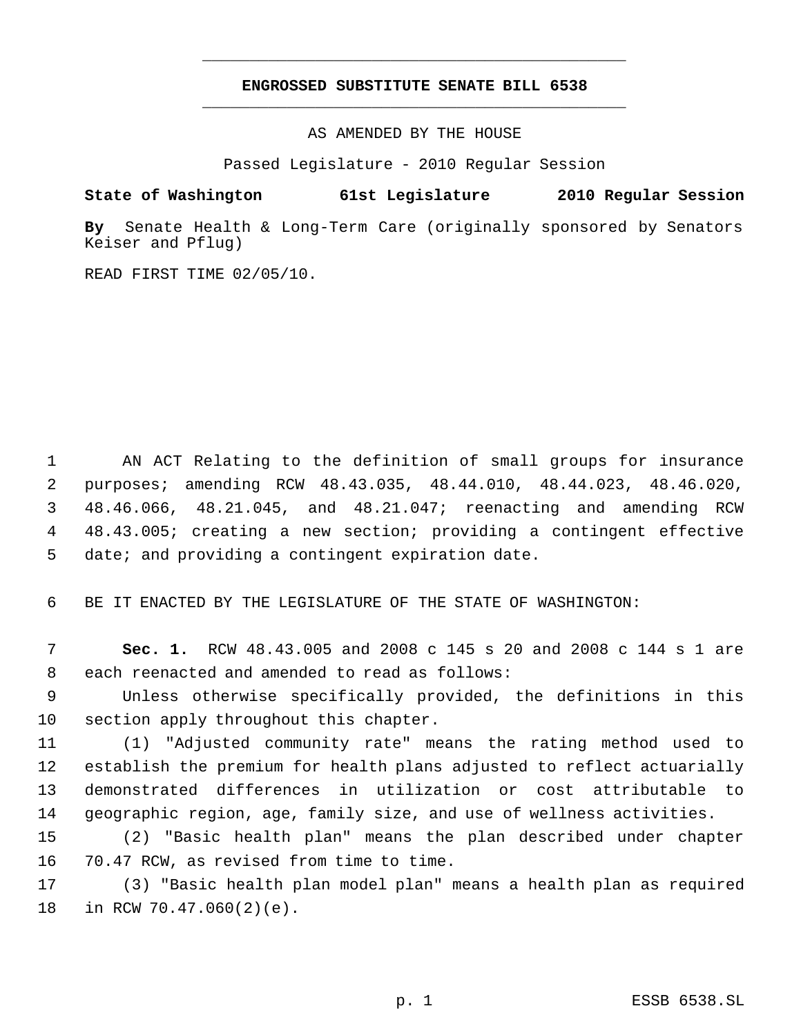# ENGROSSED SUBSTITUTE SENATE BILL 6538

AS AMENDED BY THE HOUSE

Passed Legislature - 2010 Regular Session

**State of Washington 61st Legislature 2010 Regular Session**

**By** Senate Health & Long-Term Care (originally sponsored by Senators Keiser and Pflug)

READ FIRST TIME 02/05/10.

AN ACT Relating to the definition of small groups for insurance purposes; amending RCW 48.43.035, 48.44.010, 48.44.023, 48.46.020, 48.46.066, 48.21.045, and 48.21.047; reenacting and amending RCW 48.43.005; creating a new section; providing a contingent effective date; and providing a contingent expiration date.

BE IT ENACTED BY THE LEGISLATURE OF THE STATE OF WASHINGTON:

**Sec. 1.** RCW 48.43.005 and 2008 c 145 s 20 and 2008 c 144 s 1 are each reenacted and amended to read as follows:

Unless otherwise specifically provided, the definitions in this section apply throughout this chapter.

(1) "Adjusted community rate" means the rating method used to establish the premium for health plans adjusted to reflect actuarially demonstrated differences in utilization or cost attributable to geographic region, age, family size, and use of wellness activities.

(2) "Basic health plan" means the plan described under chapter 70.47 RCW, as revised from time to time.

(3) "Basic health plan model plan" means a health plan as required in RCW 70.47.060(2)(e).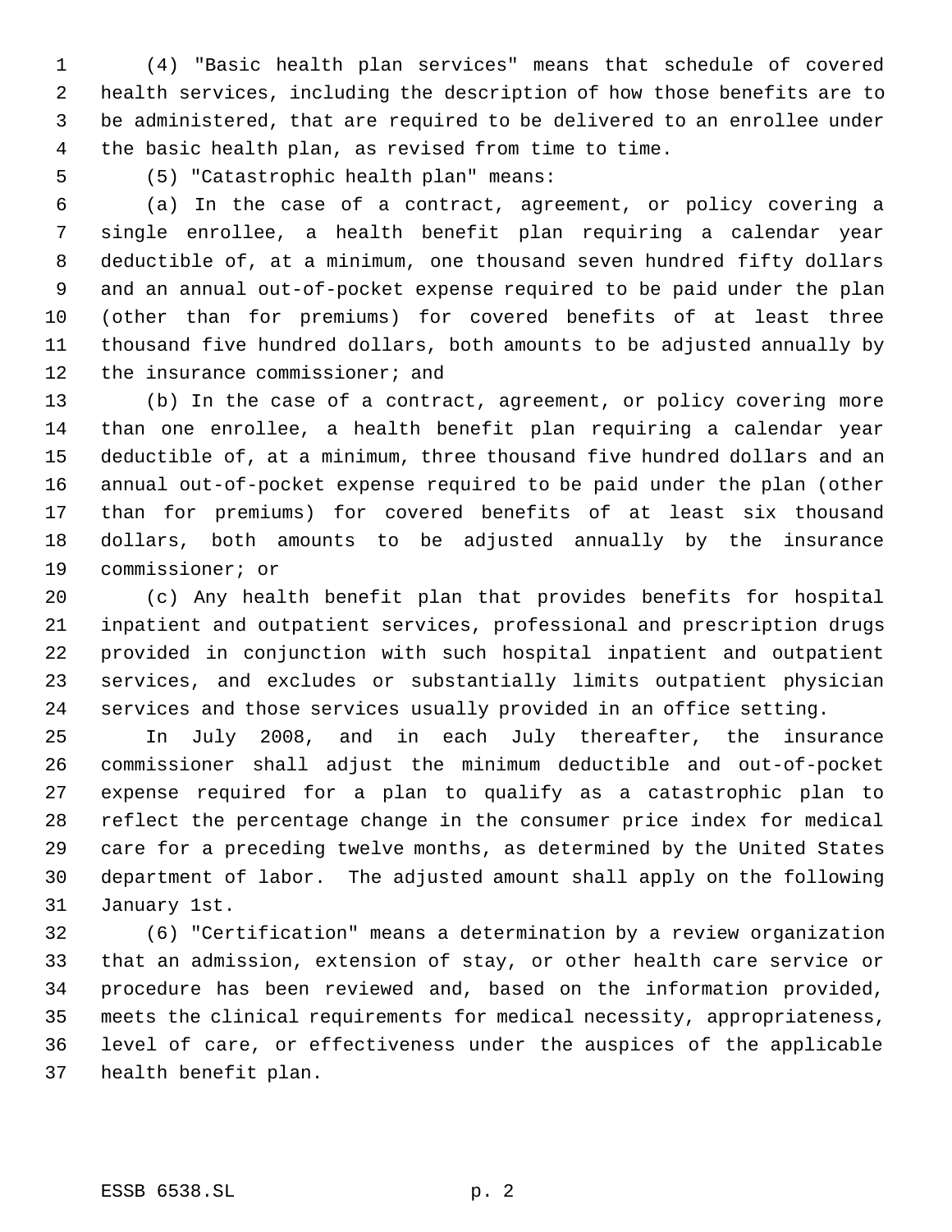(4) "Basic health plan services" means that schedule of covered health services, including the description of how those benefits are to be administered, that are required to be delivered to an enrollee under the basic health plan, as revised from time to time.

(5) "Catastrophic health plan" means:

(a) In the case of a contract, agreement, or policy covering a single enrollee, a health benefit plan requiring a calendar year deductible of, at a minimum, one thousand seven hundred fifty dollars and an annual out-of-pocket expense required to be paid under the plan (other than for premiums) for covered benefits of at least three thousand five hundred dollars, both amounts to be adjusted annually by the insurance commissioner; and

(b) In the case of a contract, agreement, or policy covering more than one enrollee, a health benefit plan requiring a calendar year deductible of, at a minimum, three thousand five hundred dollars and an annual out-of-pocket expense required to be paid under the plan (other than for premiums) for covered benefits of at least six thousand dollars, both amounts to be adjusted annually by the insurance commissioner; or

(c) Any health benefit plan that provides benefits for hospital inpatient and outpatient services, professional and prescription drugs provided in conjunction with such hospital inpatient and outpatient services, and excludes or substantially limits outpatient physician services and those services usually provided in an office setting.

In July 2008, and in each July thereafter, the insurance commissioner shall adjust the minimum deductible and out-of-pocket expense required for a plan to qualify as a catastrophic plan to reflect the percentage change in the consumer price index for medical care for a preceding twelve months, as determined by the United States department of labor. The adjusted amount shall apply on the following January 1st.

(6) "Certification" means a determination by a review organization that an admission, extension of stay, or other health care service or procedure has been reviewed and, based on the information provided, meets the clinical requirements for medical necessity, appropriateness, level of care, or effectiveness under the auspices of the applicable health benefit plan.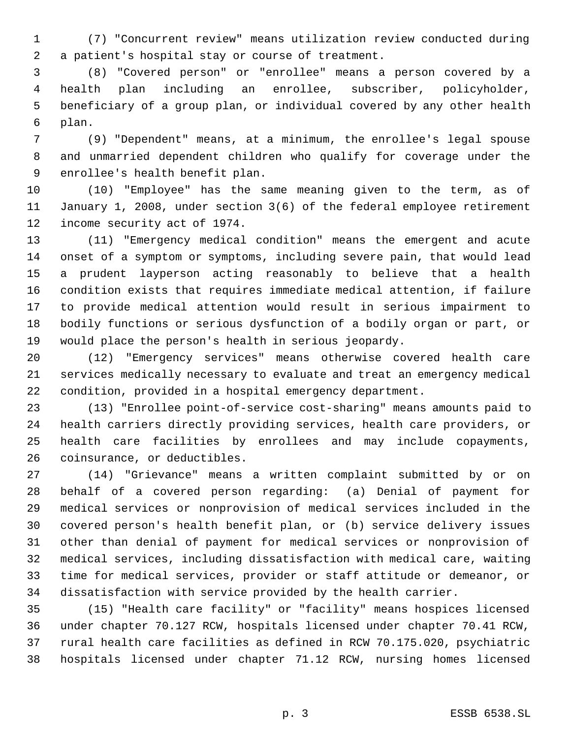(7) "Concurrent review" means utilization review conducted during a patient's hospital stay or course of treatment.

(8) "Covered person" or "enrollee" means a person covered by a health plan including an enrollee, subscriber, policyholder, beneficiary of a group plan, or individual covered by any other health plan.

(9) "Dependent" means, at a minimum, the enrollee's legal spouse and unmarried dependent children who qualify for coverage under the enrollee's health benefit plan.

(10) "Employee" has the same meaning given to the term, as of January 1, 2008, under section 3(6) of the federal employee retirement income security act of 1974.

(11) "Emergency medical condition" means the emergent and acute onset of a symptom or symptoms, including severe pain, that would lead a prudent layperson acting reasonably to believe that a health condition exists that requires immediate medical attention, if failure to provide medical attention would result in serious impairment to bodily functions or serious dysfunction of a bodily organ or part, or would place the person's health in serious jeopardy.

(12) "Emergency services" means otherwise covered health care services medically necessary to evaluate and treat an emergency medical condition, provided in a hospital emergency department.

(13) "Enrollee point-of-service cost-sharing" means amounts paid to health carriers directly providing services, health care providers, or health care facilities by enrollees and may include copayments, coinsurance, or deductibles.

(14) "Grievance" means a written complaint submitted by or on behalf of a covered person regarding: (a) Denial of payment for medical services or nonprovision of medical services included in the covered person's health benefit plan, or (b) service delivery issues other than denial of payment for medical services or nonprovision of medical services, including dissatisfaction with medical care, waiting time for medical services, provider or staff attitude or demeanor, or dissatisfaction with service provided by the health carrier.

(15) "Health care facility" or "facility" means hospices licensed under chapter 70.127 RCW, hospitals licensed under chapter 70.41 RCW, rural health care facilities as defined in RCW 70.175.020, psychiatric hospitals licensed under chapter 71.12 RCW, nursing homes licensed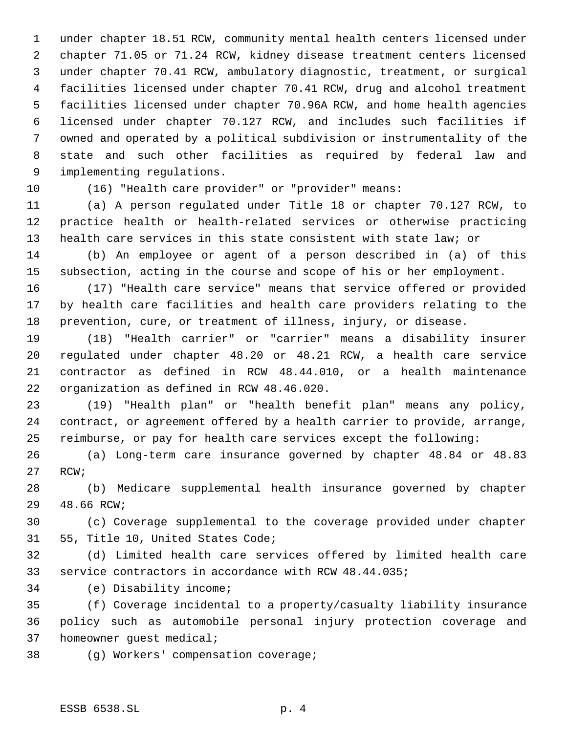under chapter 18.51 RCW, community mental health centers licensed under chapter 71.05 or 71.24 RCW, kidney disease treatment centers licensed under chapter 70.41 RCW, ambulatory diagnostic, treatment, or surgical facilities licensed under chapter 70.41 RCW, drug and alcohol treatment facilities licensed under chapter 70.96A RCW, and home health agencies licensed under chapter 70.127 RCW, and includes such facilities if owned and operated by a political subdivision or instrumentality of the state and such other facilities as required by federal law and implementing regulations.

(16) "Health care provider" or "provider" means:

(a) A person regulated under Title 18 or chapter 70.127 RCW, to practice health or health-related services or otherwise practicing health care services in this state consistent with state law; or

(b) An employee or agent of a person described in (a) of this subsection, acting in the course and scope of his or her employment.

(17) "Health care service" means that service offered or provided by health care facilities and health care providers relating to the prevention, cure, or treatment of illness, injury, or disease.

(18) "Health carrier" or "carrier" means a disability insurer regulated under chapter 48.20 or 48.21 RCW, a health care service contractor as defined in RCW 48.44.010, or a health maintenance organization as defined in RCW 48.46.020.

(19) "Health plan" or "health benefit plan" means any policy, contract, or agreement offered by a health carrier to provide, arrange, reimburse, or pay for health care services except the following:

(a) Long-term care insurance governed by chapter 48.84 or 48.83 RCW;

(b) Medicare supplemental health insurance governed by chapter 48.66 RCW;

(c) Coverage supplemental to the coverage provided under chapter 55, Title 10, United States Code;

(d) Limited health care services offered by limited health care service contractors in accordance with RCW 48.44.035;

(e) Disability income;

(f) Coverage incidental to a property/casualty liability insurance policy such as automobile personal injury protection coverage and homeowner guest medical;

(g) Workers' compensation coverage;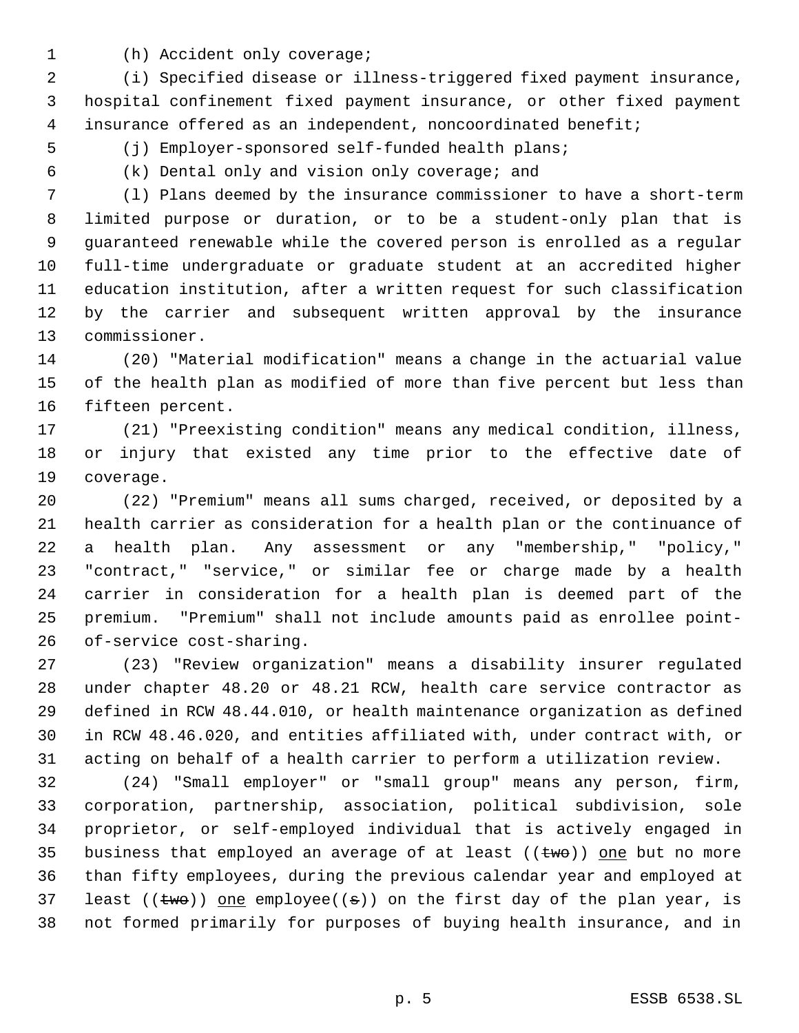(h) Accident only coverage;

(i) Specified disease or illness-triggered fixed payment insurance, hospital confinement fixed payment insurance, or other fixed payment insurance offered as an independent, noncoordinated benefit;

(j) Employer-sponsored self-funded health plans;

(k) Dental only and vision only coverage; and

(l) Plans deemed by the insurance commissioner to have a short-term limited purpose or duration, or to be a student-only plan that is guaranteed renewable while the covered person is enrolled as a regular full-time undergraduate or graduate student at an accredited higher education institution, after a written request for such classification by the carrier and subsequent written approval by the insurance commissioner.

(20) "Material modification" means a change in the actuarial value of the health plan as modified of more than five percent but less than fifteen percent.

(21) "Preexisting condition" means any medical condition, illness, or injury that existed any time prior to the effective date of coverage.

(22) "Premium" means all sums charged, received, or deposited by a health carrier as consideration for a health plan or the continuance of a health plan. Any assessment or any "membership," "policy," "contract," "service," or similar fee or charge made by a health carrier in consideration for a health plan is deemed part of the premium. "Premium" shall not include amounts paid as enrollee point-of-service cost-sharing.

(23) "Review organization" means a disability insurer regulated under chapter 48.20 or 48.21 RCW, health care service contractor as defined in RCW 48.44.010, or health maintenance organization as defined in RCW 48.46.020, and entities affiliated with, under contract with, or acting on behalf of a health carrier to perform a utilization review.

(24) "Small employer" or "small group" means any person, firm, corporation, partnership, association, political subdivision, sole proprietor, or self-employed individual that is actively engaged in business that employed an average of at least ((~~two~~)) one but no more than fifty employees, during the previous calendar year and employed at least ((~~two~~)) one employee((~~s~~)) on the first day of the plan year, is not formed primarily for purposes of buying health insurance, and in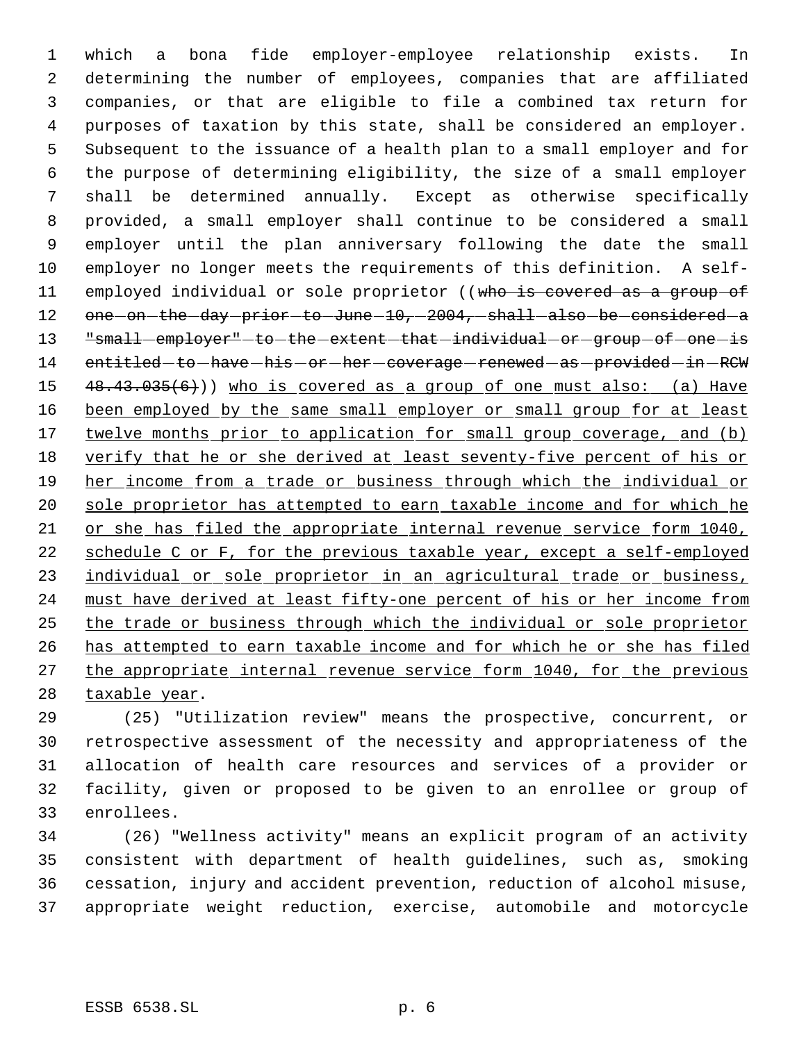which a bona fide employer-employee relationship exists. In determining the number of employees, companies that are affiliated companies, or that are eligible to file a combined tax return for purposes of taxation by this state, shall be considered an employer. Subsequent to the issuance of a health plan to a small employer and for the purpose of determining eligibility, the size of a small employer shall be determined annually. Except as otherwise specifically provided, a small employer shall continue to be considered a small employer until the plan anniversary following the date the small employer no longer meets the requirements of this definition. A self-employed individual or sole proprietor ((~~who is covered as a group of one on the day prior to June 10, 2004, shall also be considered a "small employer" to the extent that individual or group of one is entitled to have his or her coverage renewed as provided in RCW 48.43.035(6)~~)) <u>who is covered as a group of one must also: (a) Have been employed by the same small employer or small group for at least twelve months prior to application for small group coverage, and (b) verify that he or she derived at least seventy-five percent of his or her income from a trade or business through which the individual or sole proprietor has attempted to earn taxable income and for which he or she has filed the appropriate internal revenue service form 1040, schedule C or F, for the previous taxable year, except a self-employed individual or sole proprietor in an agricultural trade or business, must have derived at least fifty-one percent of his or her income from the trade or business through which the individual or sole proprietor has attempted to earn taxable income and for which he or she has filed the appropriate internal revenue service form 1040, for the previous taxable year</u>.

(25) "Utilization review" means the prospective, concurrent, or retrospective assessment of the necessity and appropriateness of the allocation of health care resources and services of a provider or facility, given or proposed to be given to an enrollee or group of enrollees.

(26) "Wellness activity" means an explicit program of an activity consistent with department of health guidelines, such as, smoking cessation, injury and accident prevention, reduction of alcohol misuse, appropriate weight reduction, exercise, automobile and motorcycle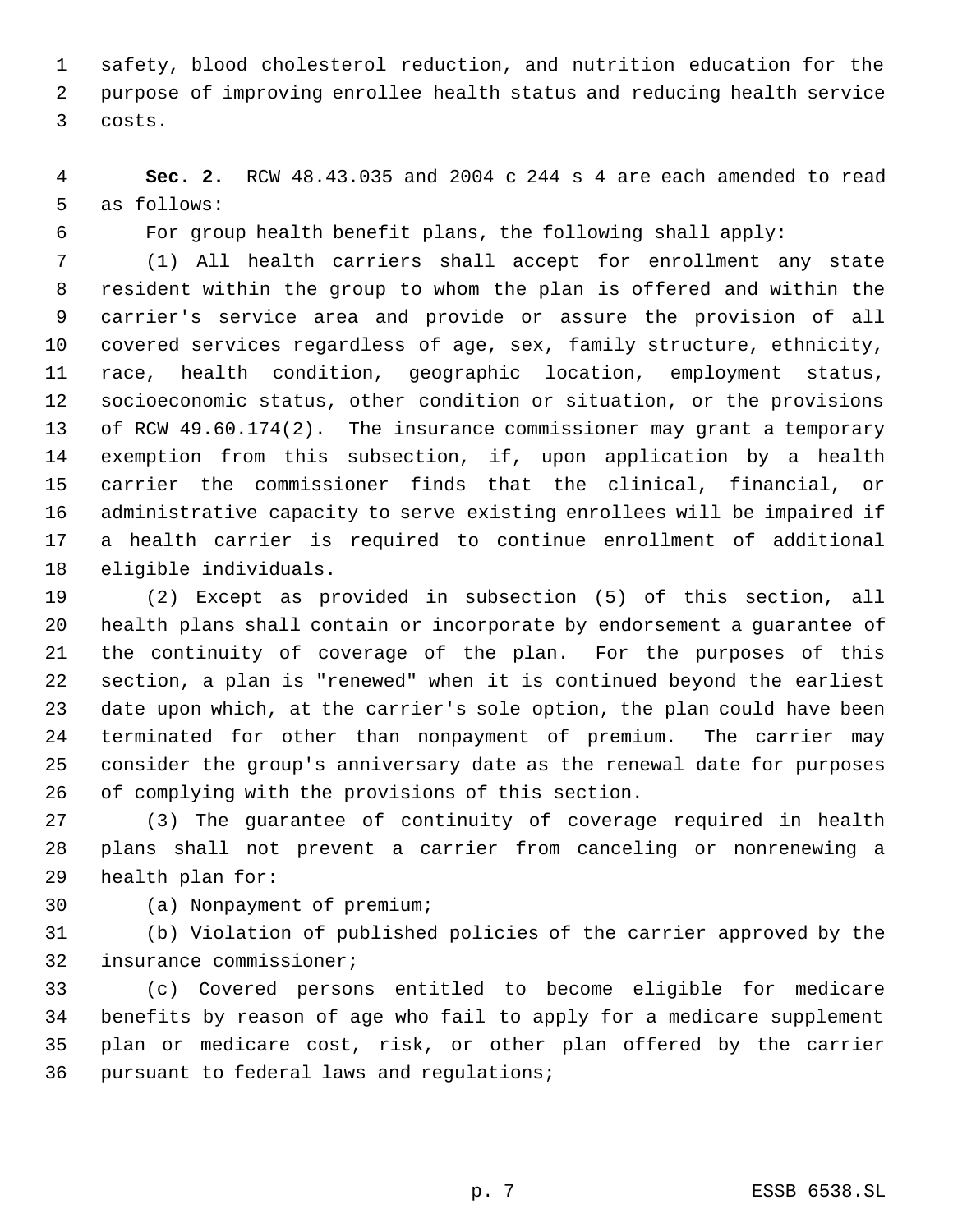safety, blood cholesterol reduction, and nutrition education for the purpose of improving enrollee health status and reducing health service costs.

**Sec. 2.** RCW 48.43.035 and 2004 c 244 s 4 are each amended to read as follows:

For group health benefit plans, the following shall apply:

(1) All health carriers shall accept for enrollment any state resident within the group to whom the plan is offered and within the carrier's service area and provide or assure the provision of all covered services regardless of age, sex, family structure, ethnicity, race, health condition, geographic location, employment status, socioeconomic status, other condition or situation, or the provisions of RCW 49.60.174(2). The insurance commissioner may grant a temporary exemption from this subsection, if, upon application by a health carrier the commissioner finds that the clinical, financial, or administrative capacity to serve existing enrollees will be impaired if a health carrier is required to continue enrollment of additional eligible individuals.

(2) Except as provided in subsection (5) of this section, all health plans shall contain or incorporate by endorsement a guarantee of the continuity of coverage of the plan. For the purposes of this section, a plan is "renewed" when it is continued beyond the earliest date upon which, at the carrier's sole option, the plan could have been terminated for other than nonpayment of premium. The carrier may consider the group's anniversary date as the renewal date for purposes of complying with the provisions of this section.

(3) The guarantee of continuity of coverage required in health plans shall not prevent a carrier from canceling or nonrenewing a health plan for:

(a) Nonpayment of premium;

(b) Violation of published policies of the carrier approved by the insurance commissioner;

(c) Covered persons entitled to become eligible for medicare benefits by reason of age who fail to apply for a medicare supplement plan or medicare cost, risk, or other plan offered by the carrier pursuant to federal laws and regulations;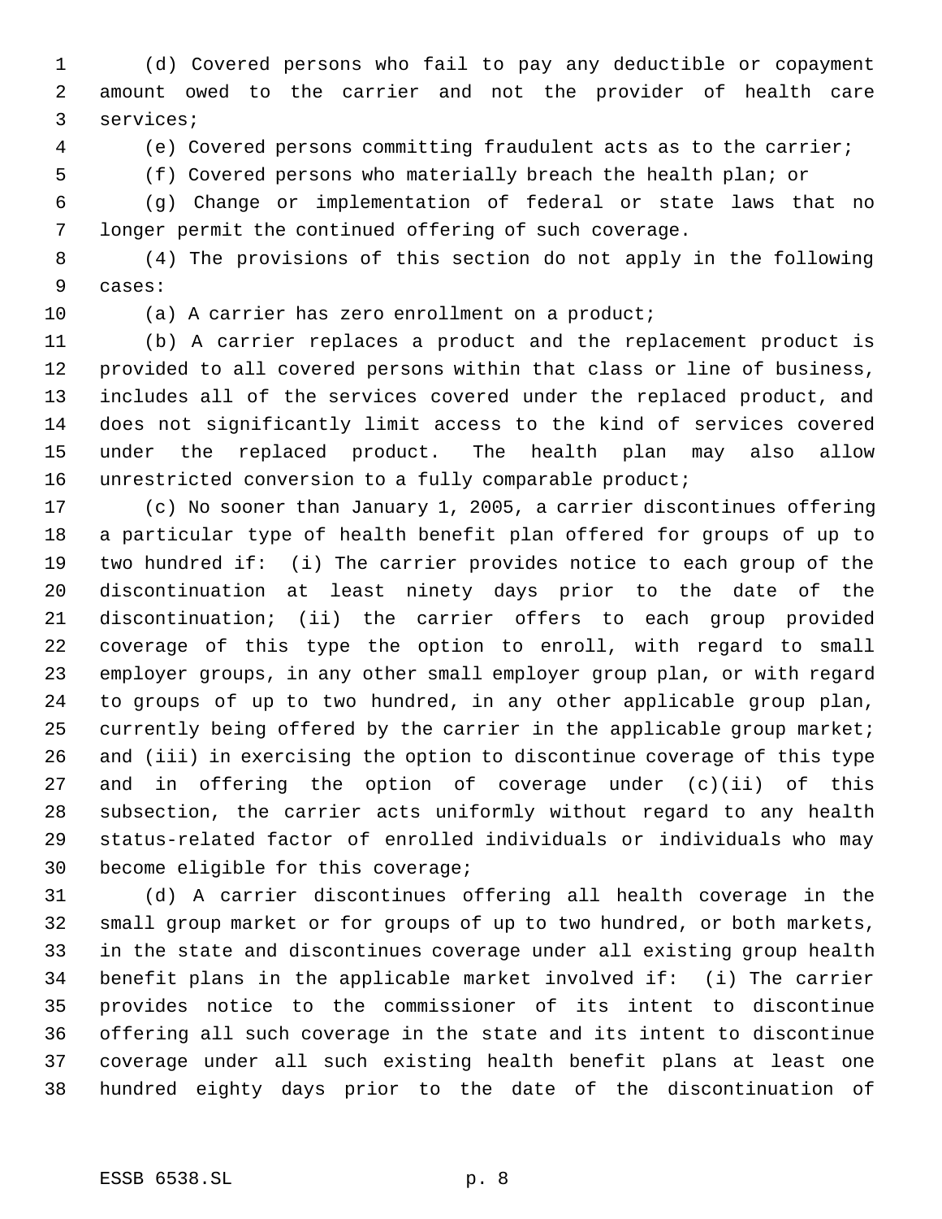(d) Covered persons who fail to pay any deductible or copayment amount owed to the carrier and not the provider of health care services;

(e) Covered persons committing fraudulent acts as to the carrier;

(f) Covered persons who materially breach the health plan; or

(g) Change or implementation of federal or state laws that no longer permit the continued offering of such coverage.

(4) The provisions of this section do not apply in the following cases:

(a) A carrier has zero enrollment on a product;

(b) A carrier replaces a product and the replacement product is provided to all covered persons within that class or line of business, includes all of the services covered under the replaced product, and does not significantly limit access to the kind of services covered under the replaced product. The health plan may also allow unrestricted conversion to a fully comparable product;

(c) No sooner than January 1, 2005, a carrier discontinues offering a particular type of health benefit plan offered for groups of up to two hundred if: (i) The carrier provides notice to each group of the discontinuation at least ninety days prior to the date of the discontinuation; (ii) the carrier offers to each group provided coverage of this type the option to enroll, with regard to small employer groups, in any other small employer group plan, or with regard to groups of up to two hundred, in any other applicable group plan, currently being offered by the carrier in the applicable group market; and (iii) in exercising the option to discontinue coverage of this type and in offering the option of coverage under (c)(ii) of this subsection, the carrier acts uniformly without regard to any health status-related factor of enrolled individuals or individuals who may become eligible for this coverage;

(d) A carrier discontinues offering all health coverage in the small group market or for groups of up to two hundred, or both markets, in the state and discontinues coverage under all existing group health benefit plans in the applicable market involved if: (i) The carrier provides notice to the commissioner of its intent to discontinue offering all such coverage in the state and its intent to discontinue coverage under all such existing health benefit plans at least one hundred eighty days prior to the date of the discontinuation of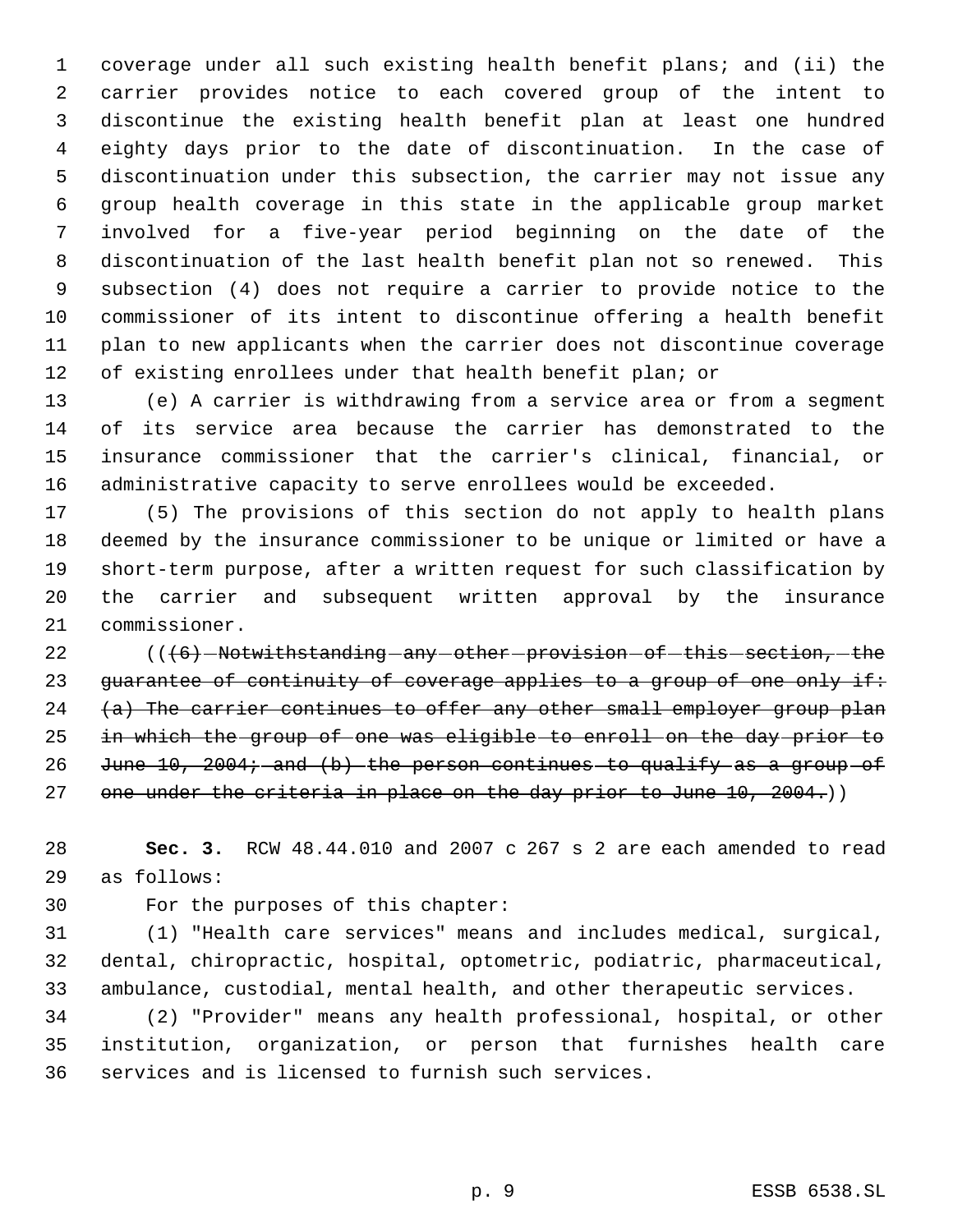coverage under all such existing health benefit plans; and (ii) the carrier provides notice to each covered group of the intent to discontinue the existing health benefit plan at least one hundred eighty days prior to the date of discontinuation. In the case of discontinuation under this subsection, the carrier may not issue any group health coverage in this state in the applicable group market involved for a five-year period beginning on the date of the discontinuation of the last health benefit plan not so renewed. This subsection (4) does not require a carrier to provide notice to the commissioner of its intent to discontinue offering a health benefit plan to new applicants when the carrier does not discontinue coverage of existing enrollees under that health benefit plan; or

(e) A carrier is withdrawing from a service area or from a segment of its service area because the carrier has demonstrated to the insurance commissioner that the carrier's clinical, financial, or administrative capacity to serve enrollees would be exceeded.

(5) The provisions of this section do not apply to health plans deemed by the insurance commissioner to be unique or limited or have a short-term purpose, after a written request for such classification by the carrier and subsequent written approval by the insurance commissioner.

((~~(6) Notwithstanding any other provision of this section, the guarantee of continuity of coverage applies to a group of one only if: (a) The carrier continues to offer any other small employer group plan in which the group of one was eligible to enroll on the day prior to June 10, 2004; and (b) the person continues to qualify as a group of one under the criteria in place on the day prior to June 10, 2004.~~))

**Sec. 3.** RCW 48.44.010 and 2007 c 267 s 2 are each amended to read as follows:

For the purposes of this chapter:

(1) "Health care services" means and includes medical, surgical, dental, chiropractic, hospital, optometric, podiatric, pharmaceutical, ambulance, custodial, mental health, and other therapeutic services.

(2) "Provider" means any health professional, hospital, or other institution, organization, or person that furnishes health care services and is licensed to furnish such services.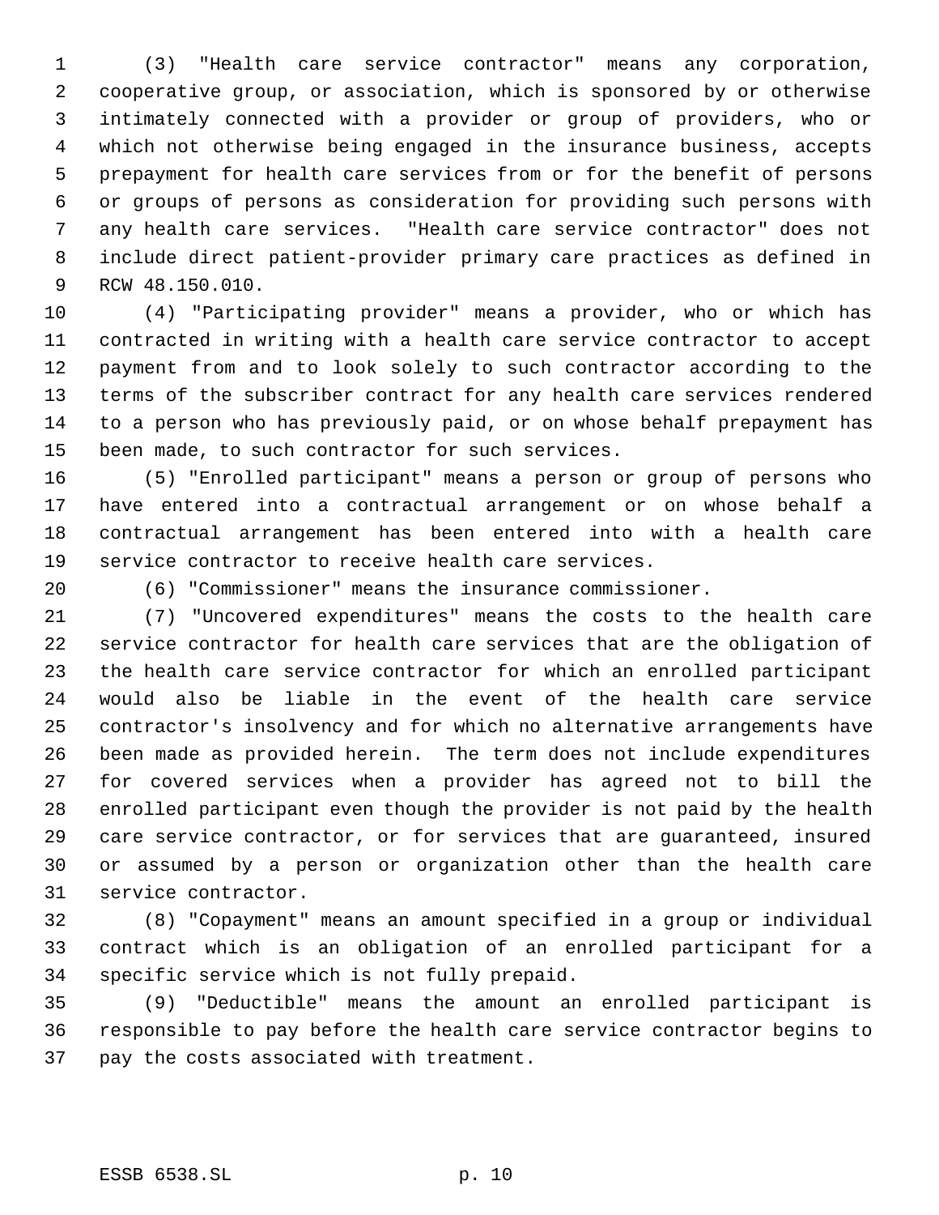(3) "Health care service contractor" means any corporation, cooperative group, or association, which is sponsored by or otherwise intimately connected with a provider or group of providers, who or which not otherwise being engaged in the insurance business, accepts prepayment for health care services from or for the benefit of persons or groups of persons as consideration for providing such persons with any health care services. "Health care service contractor" does not include direct patient-provider primary care practices as defined in RCW 48.150.010.

(4) "Participating provider" means a provider, who or which has contracted in writing with a health care service contractor to accept payment from and to look solely to such contractor according to the terms of the subscriber contract for any health care services rendered to a person who has previously paid, or on whose behalf prepayment has been made, to such contractor for such services.

(5) "Enrolled participant" means a person or group of persons who have entered into a contractual arrangement or on whose behalf a contractual arrangement has been entered into with a health care service contractor to receive health care services.

(6) "Commissioner" means the insurance commissioner.

(7) "Uncovered expenditures" means the costs to the health care service contractor for health care services that are the obligation of the health care service contractor for which an enrolled participant would also be liable in the event of the health care service contractor's insolvency and for which no alternative arrangements have been made as provided herein. The term does not include expenditures for covered services when a provider has agreed not to bill the enrolled participant even though the provider is not paid by the health care service contractor, or for services that are guaranteed, insured or assumed by a person or organization other than the health care service contractor.

(8) "Copayment" means an amount specified in a group or individual contract which is an obligation of an enrolled participant for a specific service which is not fully prepaid.

(9) "Deductible" means the amount an enrolled participant is responsible to pay before the health care service contractor begins to pay the costs associated with treatment.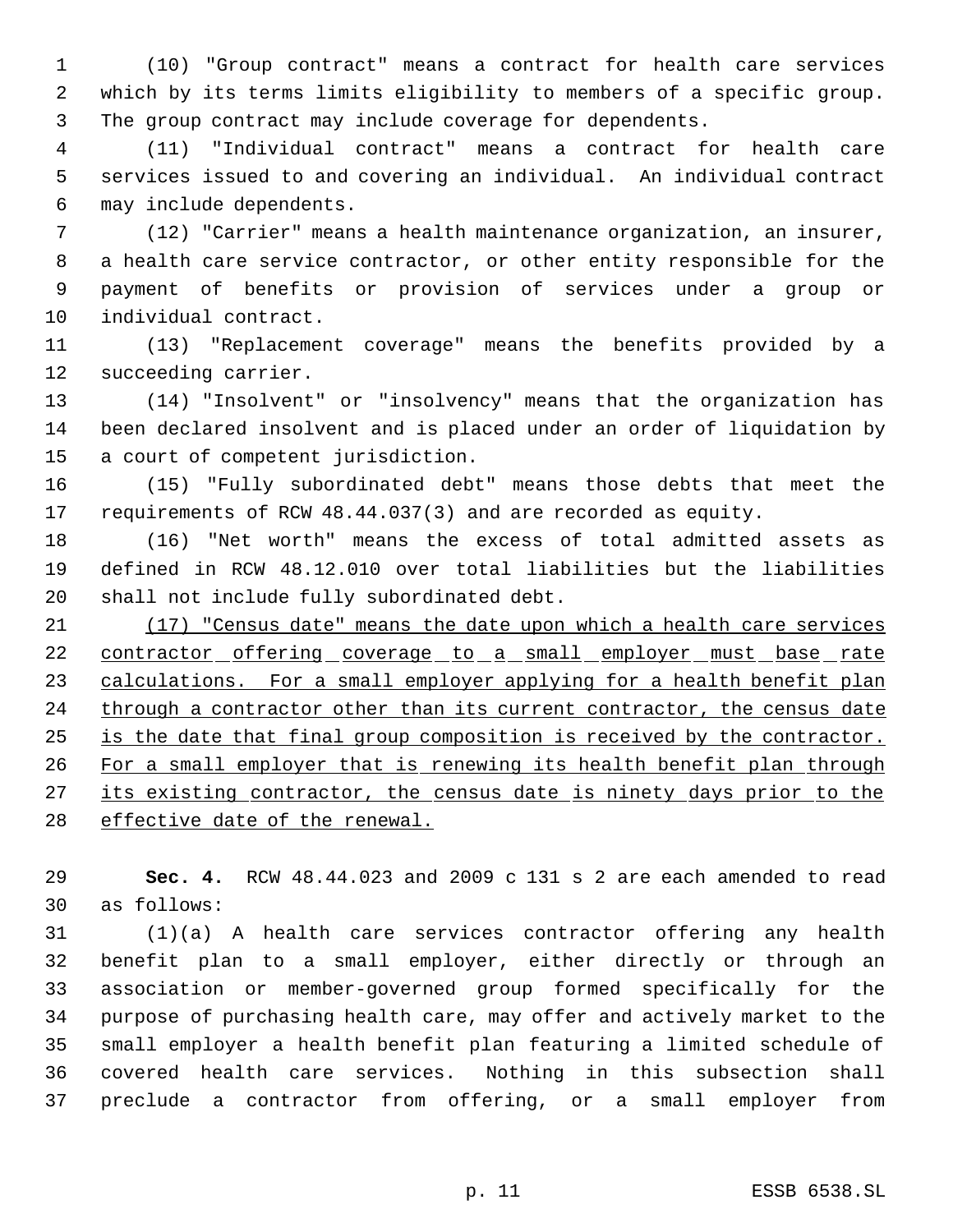(10) "Group contract" means a contract for health care services which by its terms limits eligibility to members of a specific group. The group contract may include coverage for dependents.

(11) "Individual contract" means a contract for health care services issued to and covering an individual. An individual contract may include dependents.

(12) "Carrier" means a health maintenance organization, an insurer, a health care service contractor, or other entity responsible for the payment of benefits or provision of services under a group or individual contract.

(13) "Replacement coverage" means the benefits provided by a succeeding carrier.

(14) "Insolvent" or "insolvency" means that the organization has been declared insolvent and is placed under an order of liquidation by a court of competent jurisdiction.

(15) "Fully subordinated debt" means those debts that meet the requirements of RCW 48.44.037(3) and are recorded as equity.

(16) "Net worth" means the excess of total admitted assets as defined in RCW 48.12.010 over total liabilities but the liabilities shall not include fully subordinated debt.

<u>(17) "Census date" means the date upon which a health care services contractor offering coverage to a small employer must base rate calculations. For a small employer applying for a health benefit plan through a contractor other than its current contractor, the census date is the date that final group composition is received by the contractor. For a small employer that is renewing its health benefit plan through its existing contractor, the census date is ninety days prior to the effective date of the renewal.</u>

**Sec. 4.** RCW 48.44.023 and 2009 c 131 s 2 are each amended to read as follows:

(1)(a) A health care services contractor offering any health benefit plan to a small employer, either directly or through an association or member-governed group formed specifically for the purpose of purchasing health care, may offer and actively market to the small employer a health benefit plan featuring a limited schedule of covered health care services. Nothing in this subsection shall preclude a contractor from offering, or a small employer from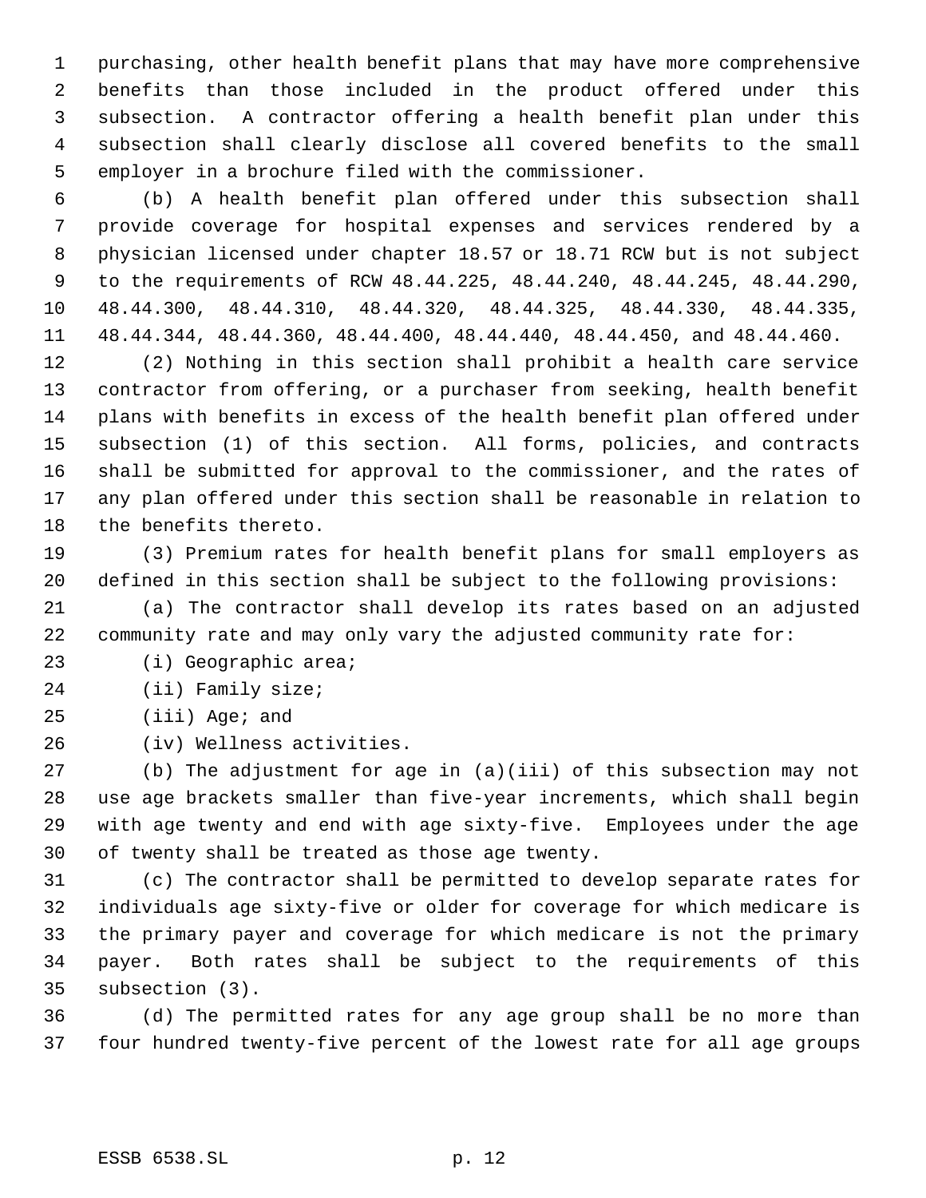purchasing, other health benefit plans that may have more comprehensive benefits than those included in the product offered under this subsection. A contractor offering a health benefit plan under this subsection shall clearly disclose all covered benefits to the small employer in a brochure filed with the commissioner.

(b) A health benefit plan offered under this subsection shall provide coverage for hospital expenses and services rendered by a physician licensed under chapter 18.57 or 18.71 RCW but is not subject to the requirements of RCW 48.44.225, 48.44.240, 48.44.245, 48.44.290, 48.44.300, 48.44.310, 48.44.320, 48.44.325, 48.44.330, 48.44.335, 48.44.344, 48.44.360, 48.44.400, 48.44.440, 48.44.450, and 48.44.460.

(2) Nothing in this section shall prohibit a health care service contractor from offering, or a purchaser from seeking, health benefit plans with benefits in excess of the health benefit plan offered under subsection (1) of this section. All forms, policies, and contracts shall be submitted for approval to the commissioner, and the rates of any plan offered under this section shall be reasonable in relation to the benefits thereto.

(3) Premium rates for health benefit plans for small employers as defined in this section shall be subject to the following provisions:

(a) The contractor shall develop its rates based on an adjusted community rate and may only vary the adjusted community rate for:

(i) Geographic area;

(ii) Family size;

(iii) Age; and

(iv) Wellness activities.

(b) The adjustment for age in (a)(iii) of this subsection may not use age brackets smaller than five-year increments, which shall begin with age twenty and end with age sixty-five. Employees under the age of twenty shall be treated as those age twenty.

(c) The contractor shall be permitted to develop separate rates for individuals age sixty-five or older for coverage for which medicare is the primary payer and coverage for which medicare is not the primary payer. Both rates shall be subject to the requirements of this subsection (3).

(d) The permitted rates for any age group shall be no more than four hundred twenty-five percent of the lowest rate for all age groups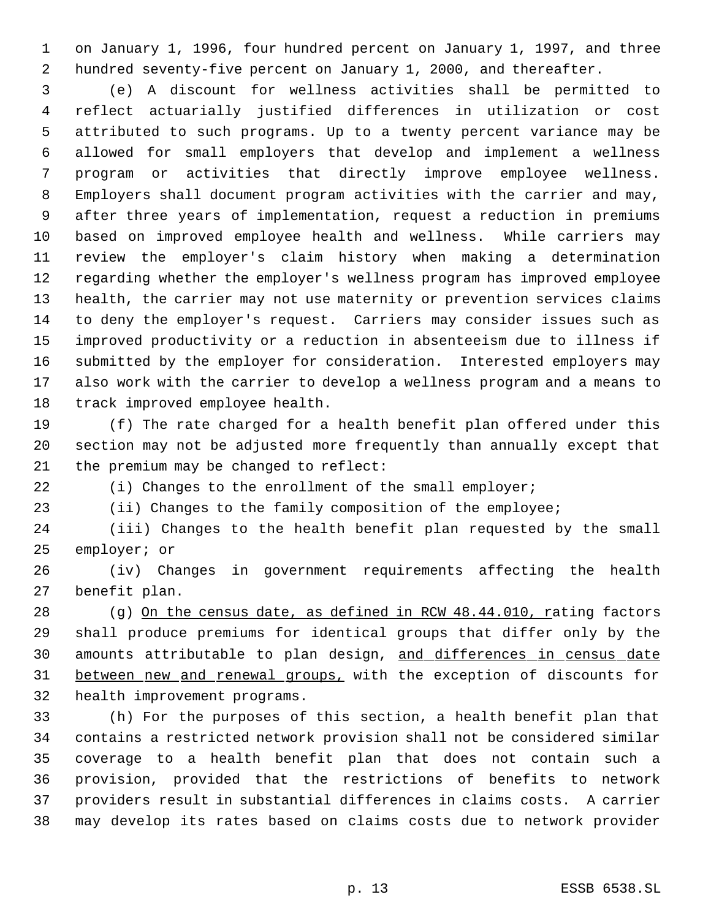on January 1, 1996, four hundred percent on January 1, 1997, and three hundred seventy-five percent on January 1, 2000, and thereafter.

(e) A discount for wellness activities shall be permitted to reflect actuarially justified differences in utilization or cost attributed to such programs. Up to a twenty percent variance may be allowed for small employers that develop and implement a wellness program or activities that directly improve employee wellness. Employers shall document program activities with the carrier and may, after three years of implementation, request a reduction in premiums based on improved employee health and wellness. While carriers may review the employer's claim history when making a determination regarding whether the employer's wellness program has improved employee health, the carrier may not use maternity or prevention services claims to deny the employer's request. Carriers may consider issues such as improved productivity or a reduction in absenteeism due to illness if submitted by the employer for consideration. Interested employers may also work with the carrier to develop a wellness program and a means to track improved employee health.

(f) The rate charged for a health benefit plan offered under this section may not be adjusted more frequently than annually except that the premium may be changed to reflect:

(i) Changes to the enrollment of the small employer;

(ii) Changes to the family composition of the employee;

(iii) Changes to the health benefit plan requested by the small employer; or

(iv) Changes in government requirements affecting the health benefit plan.

(g) <u>On the census date, as defined in RCW 48.44.010, r</u>ating factors shall produce premiums for identical groups that differ only by the amounts attributable to plan design, <u>and differences in census date between new and renewal groups,</u> with the exception of discounts for health improvement programs.

(h) For the purposes of this section, a health benefit plan that contains a restricted network provision shall not be considered similar coverage to a health benefit plan that does not contain such a provision, provided that the restrictions of benefits to network providers result in substantial differences in claims costs. A carrier may develop its rates based on claims costs due to network provider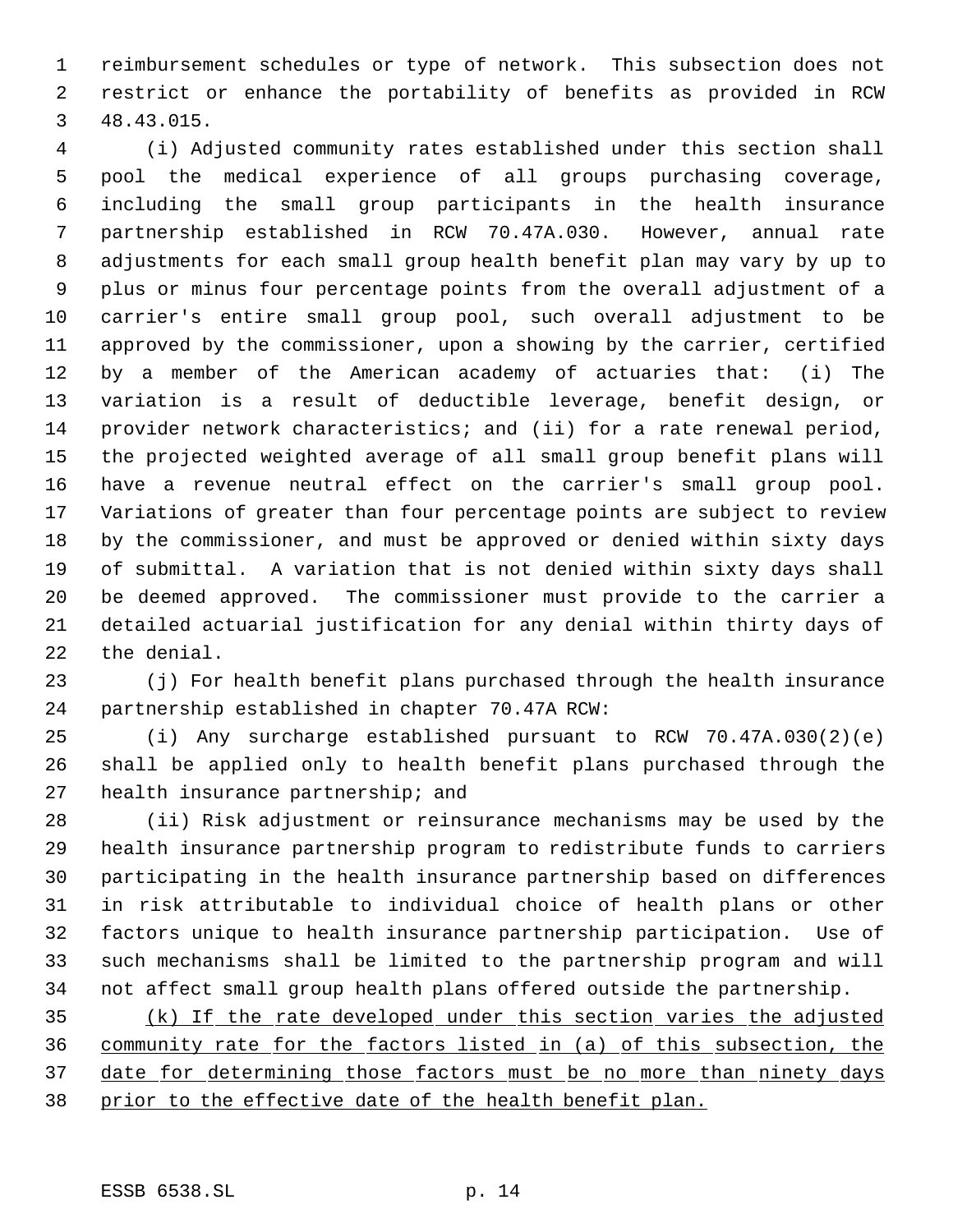reimbursement schedules or type of network. This subsection does not restrict or enhance the portability of benefits as provided in RCW 48.43.015.

(i) Adjusted community rates established under this section shall pool the medical experience of all groups purchasing coverage, including the small group participants in the health insurance partnership established in RCW 70.47A.030. However, annual rate adjustments for each small group health benefit plan may vary by up to plus or minus four percentage points from the overall adjustment of a carrier's entire small group pool, such overall adjustment to be approved by the commissioner, upon a showing by the carrier, certified by a member of the American academy of actuaries that: (i) The variation is a result of deductible leverage, benefit design, or provider network characteristics; and (ii) for a rate renewal period, the projected weighted average of all small group benefit plans will have a revenue neutral effect on the carrier's small group pool. Variations of greater than four percentage points are subject to review by the commissioner, and must be approved or denied within sixty days of submittal. A variation that is not denied within sixty days shall be deemed approved. The commissioner must provide to the carrier a detailed actuarial justification for any denial within thirty days of the denial.

(j) For health benefit plans purchased through the health insurance partnership established in chapter 70.47A RCW:

(i) Any surcharge established pursuant to RCW 70.47A.030(2)(e) shall be applied only to health benefit plans purchased through the health insurance partnership; and

(ii) Risk adjustment or reinsurance mechanisms may be used by the health insurance partnership program to redistribute funds to carriers participating in the health insurance partnership based on differences in risk attributable to individual choice of health plans or other factors unique to health insurance partnership participation. Use of such mechanisms shall be limited to the partnership program and will not affect small group health plans offered outside the partnership.

<u>(k) If the rate developed under this section varies the adjusted community rate for the factors listed in (a) of this subsection, the date for determining those factors must be no more than ninety days prior to the effective date of the health benefit plan.</u>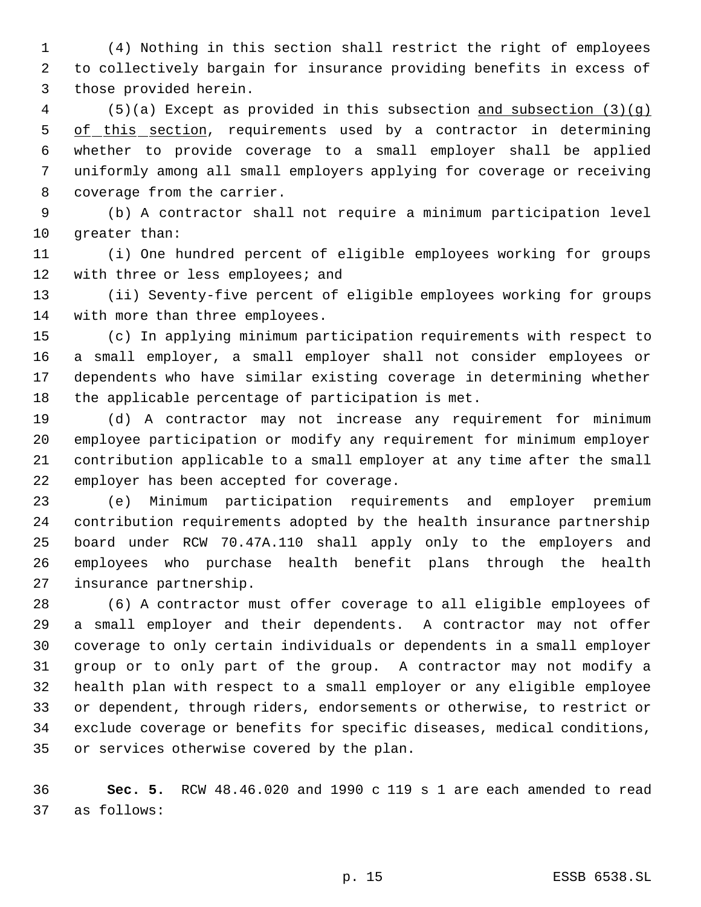(4) Nothing in this section shall restrict the right of employees to collectively bargain for insurance providing benefits in excess of those provided herein.

(5)(a) Except as provided in this subsection <u>and subsection (3)(g) of this section</u>, requirements used by a contractor in determining whether to provide coverage to a small employer shall be applied uniformly among all small employers applying for coverage or receiving coverage from the carrier.

(b) A contractor shall not require a minimum participation level greater than:

(i) One hundred percent of eligible employees working for groups with three or less employees; and

(ii) Seventy-five percent of eligible employees working for groups with more than three employees.

(c) In applying minimum participation requirements with respect to a small employer, a small employer shall not consider employees or dependents who have similar existing coverage in determining whether the applicable percentage of participation is met.

(d) A contractor may not increase any requirement for minimum employee participation or modify any requirement for minimum employer contribution applicable to a small employer at any time after the small employer has been accepted for coverage.

(e) Minimum participation requirements and employer premium contribution requirements adopted by the health insurance partnership board under RCW 70.47A.110 shall apply only to the employers and employees who purchase health benefit plans through the health insurance partnership.

(6) A contractor must offer coverage to all eligible employees of a small employer and their dependents. A contractor may not offer coverage to only certain individuals or dependents in a small employer group or to only part of the group. A contractor may not modify a health plan with respect to a small employer or any eligible employee or dependent, through riders, endorsements or otherwise, to restrict or exclude coverage or benefits for specific diseases, medical conditions, or services otherwise covered by the plan.

**Sec. 5.** RCW 48.46.020 and 1990 c 119 s 1 are each amended to read as follows: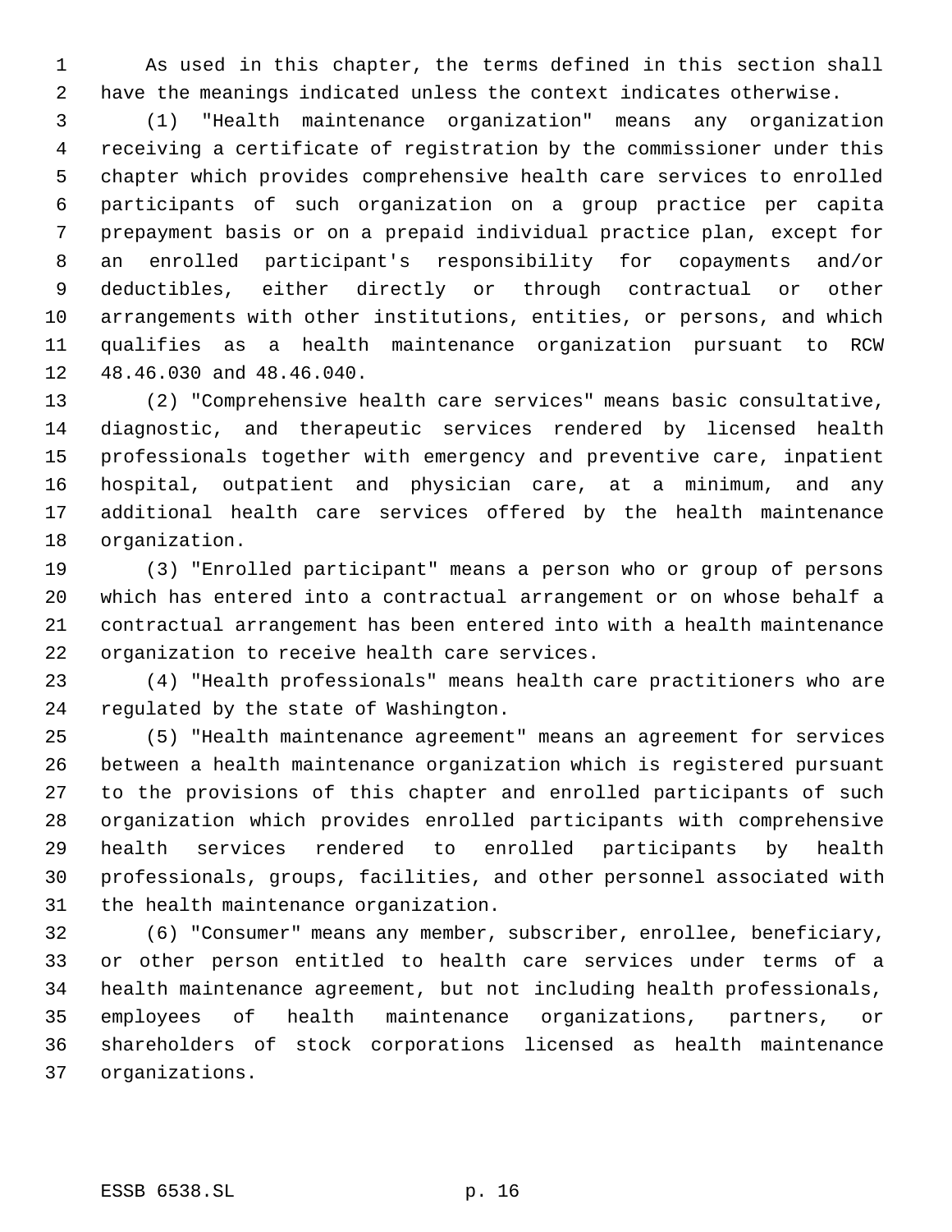As used in this chapter, the terms defined in this section shall have the meanings indicated unless the context indicates otherwise.

(1) "Health maintenance organization" means any organization receiving a certificate of registration by the commissioner under this chapter which provides comprehensive health care services to enrolled participants of such organization on a group practice per capita prepayment basis or on a prepaid individual practice plan, except for an enrolled participant's responsibility for copayments and/or deductibles, either directly or through contractual or other arrangements with other institutions, entities, or persons, and which qualifies as a health maintenance organization pursuant to RCW 48.46.030 and 48.46.040.

(2) "Comprehensive health care services" means basic consultative, diagnostic, and therapeutic services rendered by licensed health professionals together with emergency and preventive care, inpatient hospital, outpatient and physician care, at a minimum, and any additional health care services offered by the health maintenance organization.

(3) "Enrolled participant" means a person who or group of persons which has entered into a contractual arrangement or on whose behalf a contractual arrangement has been entered into with a health maintenance organization to receive health care services.

(4) "Health professionals" means health care practitioners who are regulated by the state of Washington.

(5) "Health maintenance agreement" means an agreement for services between a health maintenance organization which is registered pursuant to the provisions of this chapter and enrolled participants of such organization which provides enrolled participants with comprehensive health services rendered to enrolled participants by health professionals, groups, facilities, and other personnel associated with the health maintenance organization.

(6) "Consumer" means any member, subscriber, enrollee, beneficiary, or other person entitled to health care services under terms of a health maintenance agreement, but not including health professionals, employees of health maintenance organizations, partners, or shareholders of stock corporations licensed as health maintenance organizations.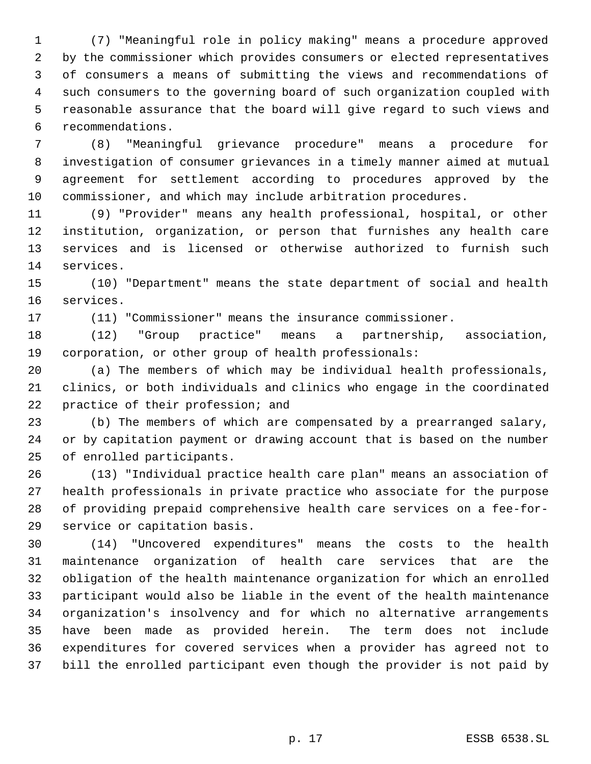(7) "Meaningful role in policy making" means a procedure approved by the commissioner which provides consumers or elected representatives of consumers a means of submitting the views and recommendations of such consumers to the governing board of such organization coupled with reasonable assurance that the board will give regard to such views and recommendations.

(8) "Meaningful grievance procedure" means a procedure for investigation of consumer grievances in a timely manner aimed at mutual agreement for settlement according to procedures approved by the commissioner, and which may include arbitration procedures.

(9) "Provider" means any health professional, hospital, or other institution, organization, or person that furnishes any health care services and is licensed or otherwise authorized to furnish such services.

(10) "Department" means the state department of social and health services.

(11) "Commissioner" means the insurance commissioner.

(12) "Group practice" means a partnership, association, corporation, or other group of health professionals:

(a) The members of which may be individual health professionals, clinics, or both individuals and clinics who engage in the coordinated practice of their profession; and

(b) The members of which are compensated by a prearranged salary, or by capitation payment or drawing account that is based on the number of enrolled participants.

(13) "Individual practice health care plan" means an association of health professionals in private practice who associate for the purpose of providing prepaid comprehensive health care services on a fee-for-service or capitation basis.

(14) "Uncovered expenditures" means the costs to the health maintenance organization of health care services that are the obligation of the health maintenance organization for which an enrolled participant would also be liable in the event of the health maintenance organization's insolvency and for which no alternative arrangements have been made as provided herein. The term does not include expenditures for covered services when a provider has agreed not to bill the enrolled participant even though the provider is not paid by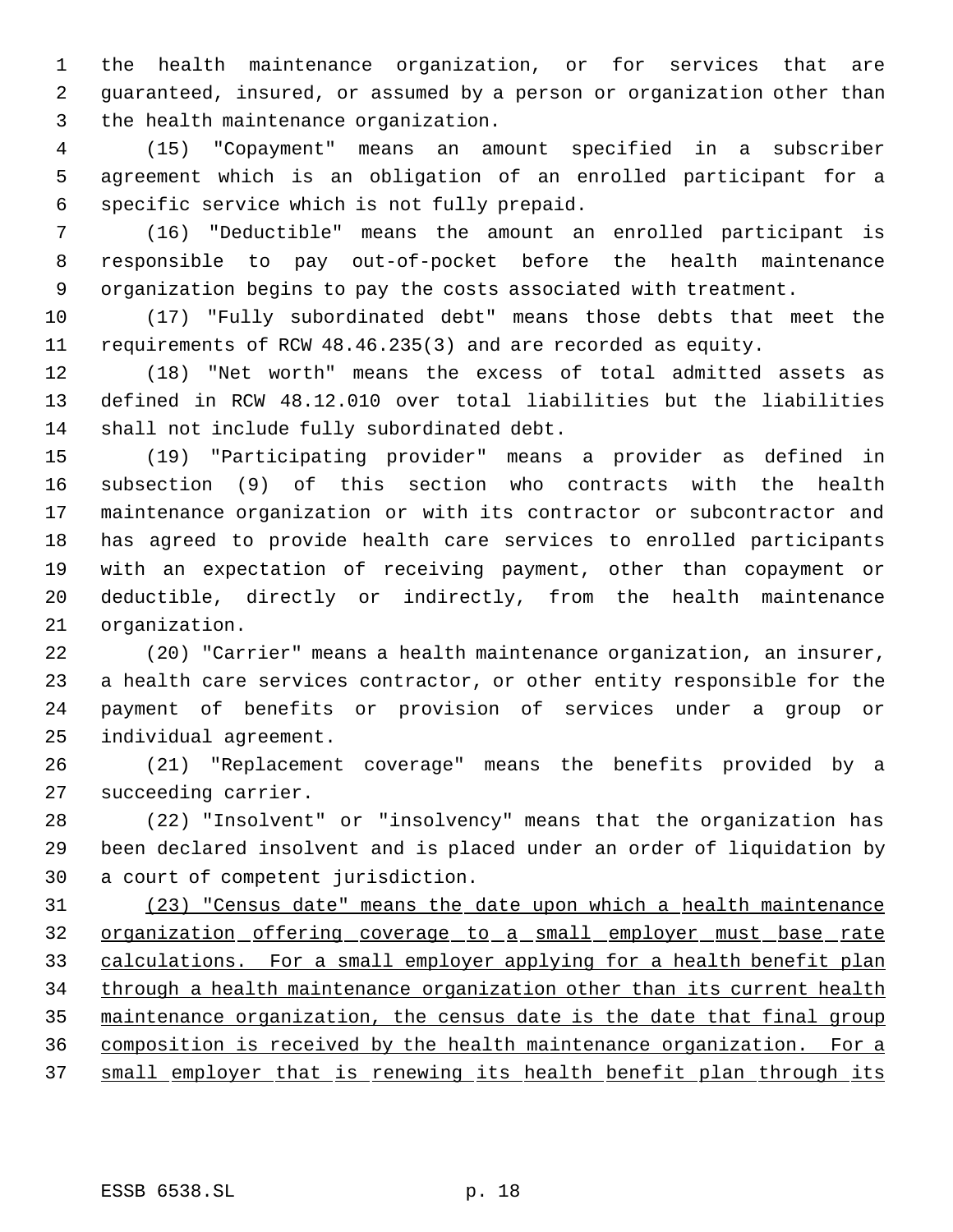the health maintenance organization, or for services that are guaranteed, insured, or assumed by a person or organization other than the health maintenance organization.

(15) "Copayment" means an amount specified in a subscriber agreement which is an obligation of an enrolled participant for a specific service which is not fully prepaid.

(16) "Deductible" means the amount an enrolled participant is responsible to pay out-of-pocket before the health maintenance organization begins to pay the costs associated with treatment.

(17) "Fully subordinated debt" means those debts that meet the requirements of RCW 48.46.235(3) and are recorded as equity.

(18) "Net worth" means the excess of total admitted assets as defined in RCW 48.12.010 over total liabilities but the liabilities shall not include fully subordinated debt.

(19) "Participating provider" means a provider as defined in subsection (9) of this section who contracts with the health maintenance organization or with its contractor or subcontractor and has agreed to provide health care services to enrolled participants with an expectation of receiving payment, other than copayment or deductible, directly or indirectly, from the health maintenance organization.

(20) "Carrier" means a health maintenance organization, an insurer, a health care services contractor, or other entity responsible for the payment of benefits or provision of services under a group or individual agreement.

(21) "Replacement coverage" means the benefits provided by a succeeding carrier.

(22) "Insolvent" or "insolvency" means that the organization has been declared insolvent and is placed under an order of liquidation by a court of competent jurisdiction.

<u>(23) "Census date" means the date upon which a health maintenance organization offering coverage to a small employer must base rate calculations. For a small employer applying for a health benefit plan through a health maintenance organization other than its current health maintenance organization, the census date is the date that final group composition is received by the health maintenance organization. For a small employer that is renewing its health benefit plan through its</u>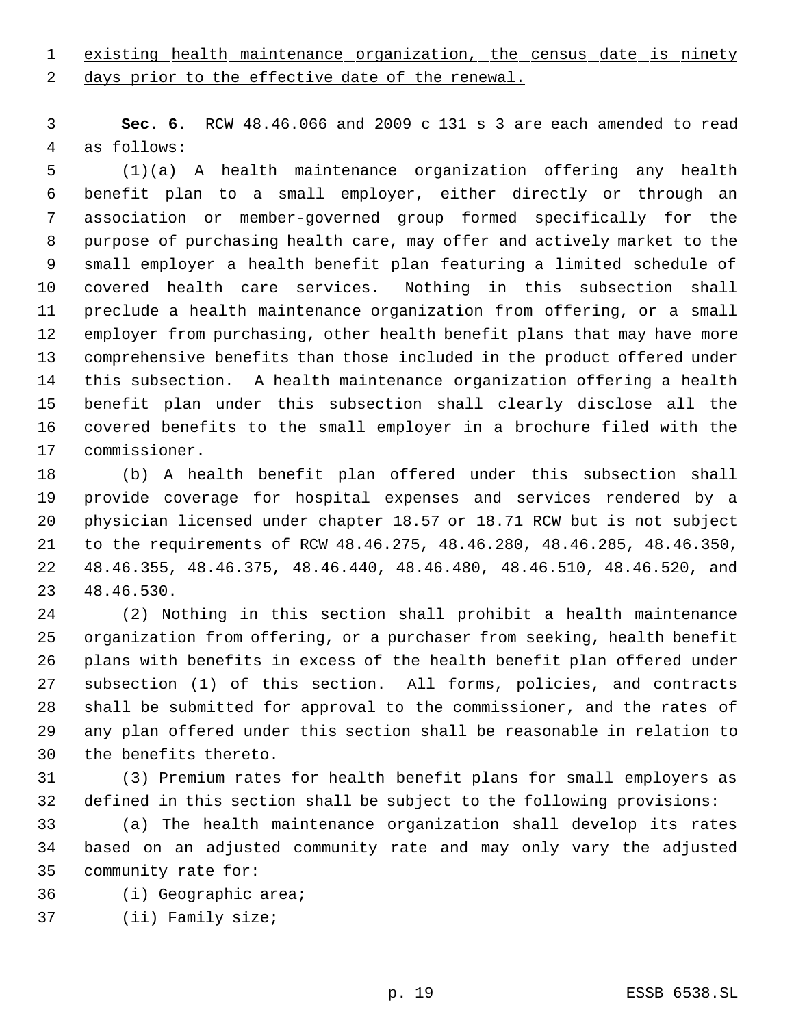existing health maintenance organization, the census date is ninety days prior to the effective date of the renewal.

**Sec. 6.** RCW 48.46.066 and 2009 c 131 s 3 are each amended to read as follows:

(1)(a) A health maintenance organization offering any health benefit plan to a small employer, either directly or through an association or member-governed group formed specifically for the purpose of purchasing health care, may offer and actively market to the small employer a health benefit plan featuring a limited schedule of covered health care services. Nothing in this subsection shall preclude a health maintenance organization from offering, or a small employer from purchasing, other health benefit plans that may have more comprehensive benefits than those included in the product offered under this subsection. A health maintenance organization offering a health benefit plan under this subsection shall clearly disclose all the covered benefits to the small employer in a brochure filed with the commissioner.

(b) A health benefit plan offered under this subsection shall provide coverage for hospital expenses and services rendered by a physician licensed under chapter 18.57 or 18.71 RCW but is not subject to the requirements of RCW 48.46.275, 48.46.280, 48.46.285, 48.46.350, 48.46.355, 48.46.375, 48.46.440, 48.46.480, 48.46.510, 48.46.520, and 48.46.530.

(2) Nothing in this section shall prohibit a health maintenance organization from offering, or a purchaser from seeking, health benefit plans with benefits in excess of the health benefit plan offered under subsection (1) of this section. All forms, policies, and contracts shall be submitted for approval to the commissioner, and the rates of any plan offered under this section shall be reasonable in relation to the benefits thereto.

(3) Premium rates for health benefit plans for small employers as defined in this section shall be subject to the following provisions:

(a) The health maintenance organization shall develop its rates based on an adjusted community rate and may only vary the adjusted community rate for:

(i) Geographic area;

(ii) Family size;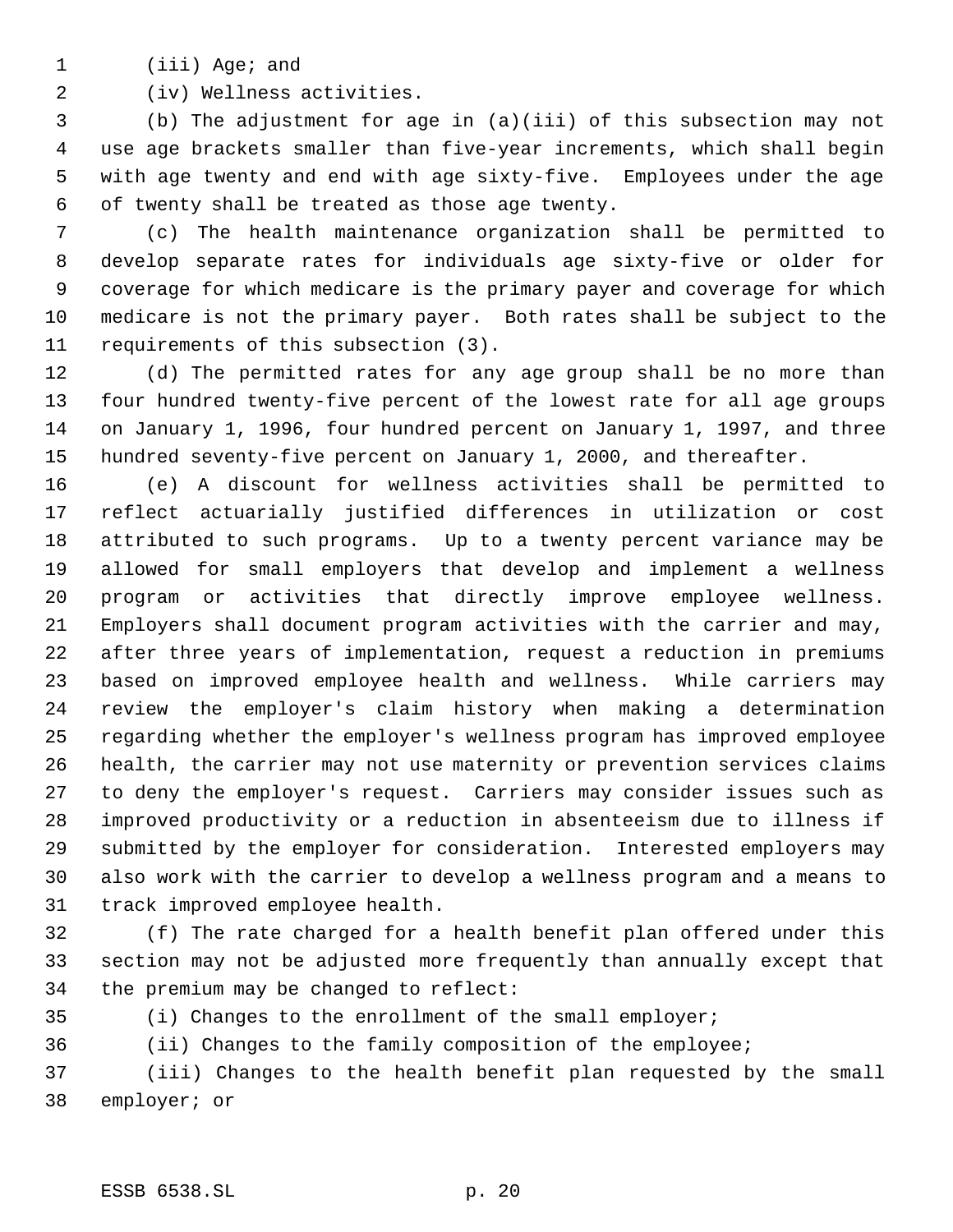(iii) Age; and

(iv) Wellness activities.

(b) The adjustment for age in (a)(iii) of this subsection may not use age brackets smaller than five-year increments, which shall begin with age twenty and end with age sixty-five. Employees under the age of twenty shall be treated as those age twenty.

(c) The health maintenance organization shall be permitted to develop separate rates for individuals age sixty-five or older for coverage for which medicare is the primary payer and coverage for which medicare is not the primary payer. Both rates shall be subject to the requirements of this subsection (3).

(d) The permitted rates for any age group shall be no more than four hundred twenty-five percent of the lowest rate for all age groups on January 1, 1996, four hundred percent on January 1, 1997, and three hundred seventy-five percent on January 1, 2000, and thereafter.

(e) A discount for wellness activities shall be permitted to reflect actuarially justified differences in utilization or cost attributed to such programs. Up to a twenty percent variance may be allowed for small employers that develop and implement a wellness program or activities that directly improve employee wellness. Employers shall document program activities with the carrier and may, after three years of implementation, request a reduction in premiums based on improved employee health and wellness. While carriers may review the employer's claim history when making a determination regarding whether the employer's wellness program has improved employee health, the carrier may not use maternity or prevention services claims to deny the employer's request. Carriers may consider issues such as improved productivity or a reduction in absenteeism due to illness if submitted by the employer for consideration. Interested employers may also work with the carrier to develop a wellness program and a means to track improved employee health.

(f) The rate charged for a health benefit plan offered under this section may not be adjusted more frequently than annually except that the premium may be changed to reflect:

(i) Changes to the enrollment of the small employer;

(ii) Changes to the family composition of the employee;

(iii) Changes to the health benefit plan requested by the small employer; or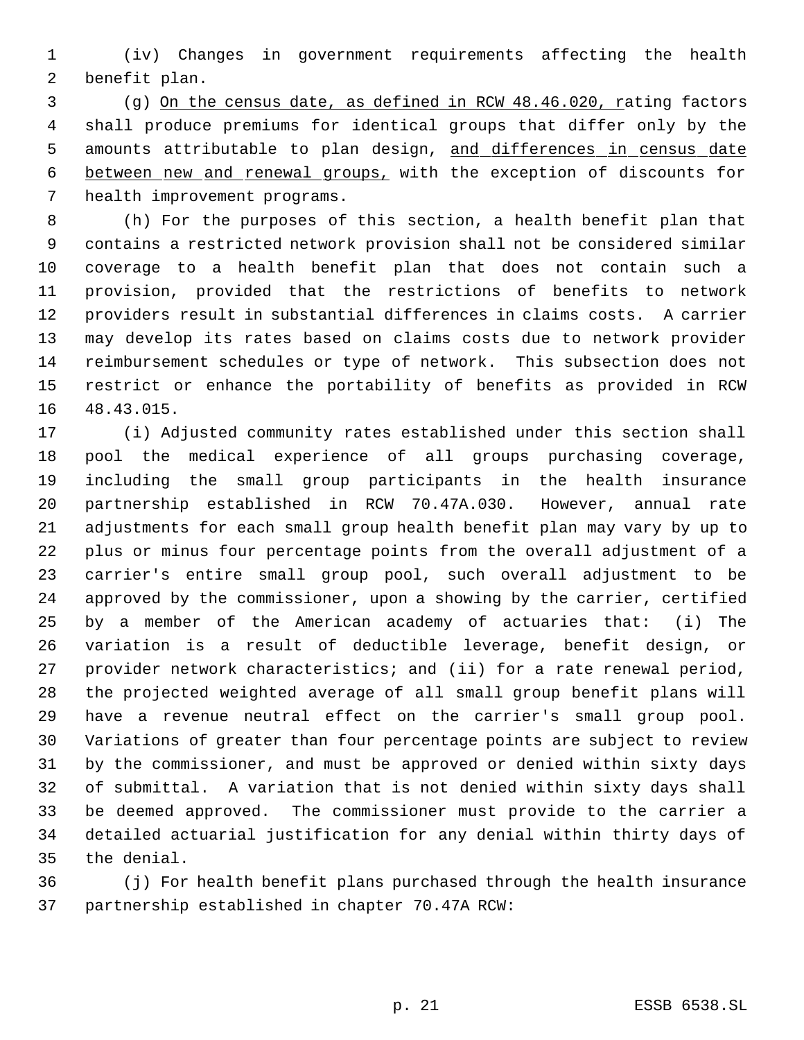(iv) Changes in government requirements affecting the health benefit plan.

(g) On the census date, as defined in RCW 48.46.020, rating factors shall produce premiums for identical groups that differ only by the amounts attributable to plan design, and differences in census date between new and renewal groups, with the exception of discounts for health improvement programs.

(h) For the purposes of this section, a health benefit plan that contains a restricted network provision shall not be considered similar coverage to a health benefit plan that does not contain such a provision, provided that the restrictions of benefits to network providers result in substantial differences in claims costs. A carrier may develop its rates based on claims costs due to network provider reimbursement schedules or type of network. This subsection does not restrict or enhance the portability of benefits as provided in RCW 48.43.015.

(i) Adjusted community rates established under this section shall pool the medical experience of all groups purchasing coverage, including the small group participants in the health insurance partnership established in RCW 70.47A.030. However, annual rate adjustments for each small group health benefit plan may vary by up to plus or minus four percentage points from the overall adjustment of a carrier's entire small group pool, such overall adjustment to be approved by the commissioner, upon a showing by the carrier, certified by a member of the American academy of actuaries that: (i) The variation is a result of deductible leverage, benefit design, or provider network characteristics; and (ii) for a rate renewal period, the projected weighted average of all small group benefit plans will have a revenue neutral effect on the carrier's small group pool. Variations of greater than four percentage points are subject to review by the commissioner, and must be approved or denied within sixty days of submittal. A variation that is not denied within sixty days shall be deemed approved. The commissioner must provide to the carrier a detailed actuarial justification for any denial within thirty days of the denial.

(j) For health benefit plans purchased through the health insurance partnership established in chapter 70.47A RCW: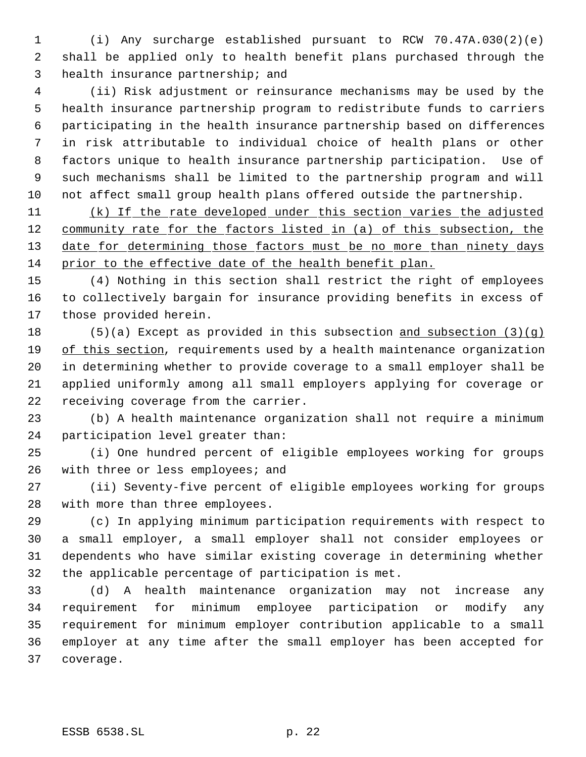(i) Any surcharge established pursuant to RCW 70.47A.030(2)(e) shall be applied only to health benefit plans purchased through the health insurance partnership; and

(ii) Risk adjustment or reinsurance mechanisms may be used by the health insurance partnership program to redistribute funds to carriers participating in the health insurance partnership based on differences in risk attributable to individual choice of health plans or other factors unique to health insurance partnership participation. Use of such mechanisms shall be limited to the partnership program and will not affect small group health plans offered outside the partnership.

<u>(k) If the rate developed under this section varies the adjusted community rate for the factors listed in (a) of this subsection, the date for determining those factors must be no more than ninety days prior to the effective date of the health benefit plan.</u>

(4) Nothing in this section shall restrict the right of employees to collectively bargain for insurance providing benefits in excess of those provided herein.

(5)(a) Except as provided in this subsection <u>and subsection (3)(g) of this section</u>, requirements used by a health maintenance organization in determining whether to provide coverage to a small employer shall be applied uniformly among all small employers applying for coverage or receiving coverage from the carrier.

(b) A health maintenance organization shall not require a minimum participation level greater than:

(i) One hundred percent of eligible employees working for groups with three or less employees; and

(ii) Seventy-five percent of eligible employees working for groups with more than three employees.

(c) In applying minimum participation requirements with respect to a small employer, a small employer shall not consider employees or dependents who have similar existing coverage in determining whether the applicable percentage of participation is met.

(d) A health maintenance organization may not increase any requirement for minimum employee participation or modify any requirement for minimum employer contribution applicable to a small employer at any time after the small employer has been accepted for coverage.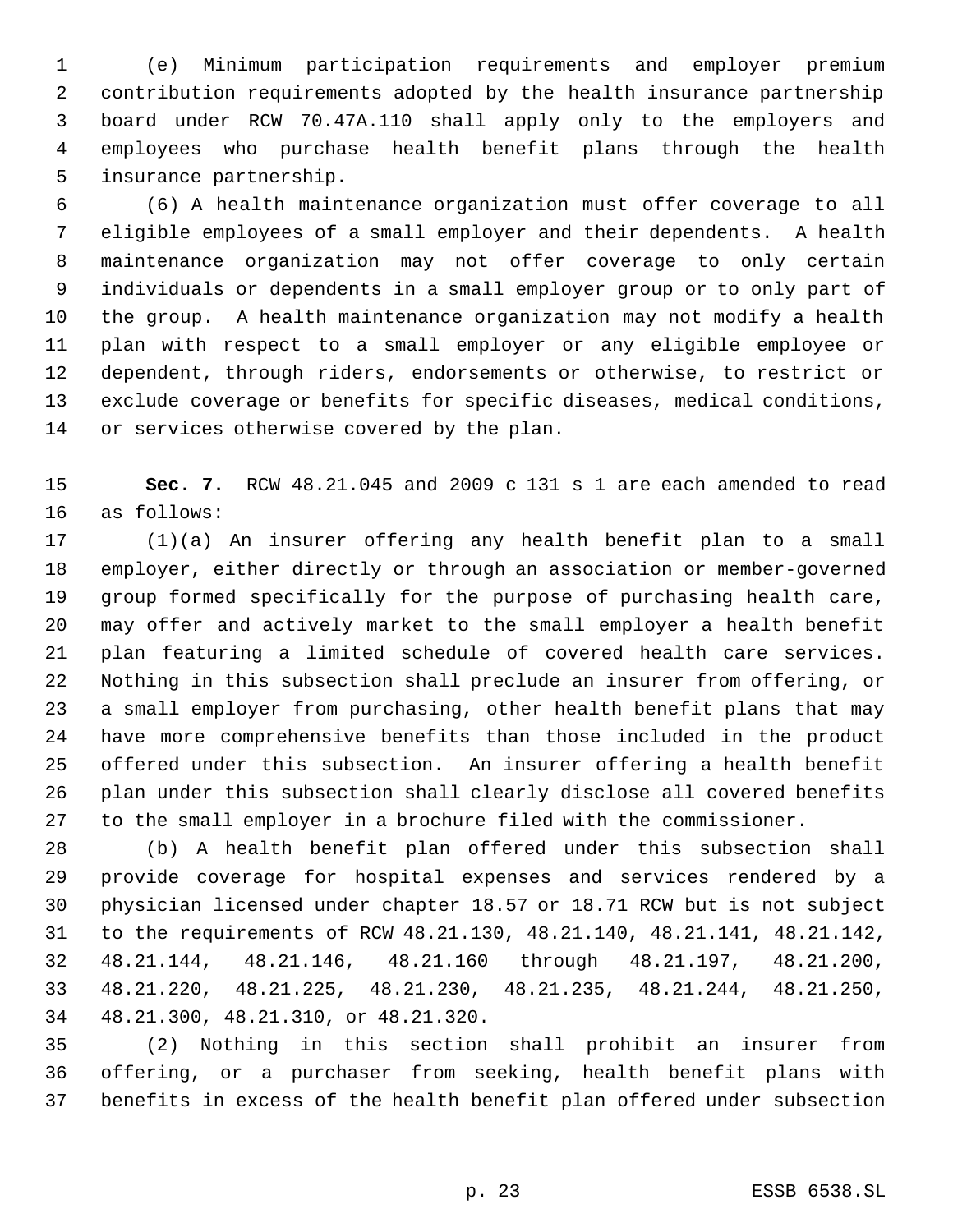(e) Minimum participation requirements and employer premium contribution requirements adopted by the health insurance partnership board under RCW 70.47A.110 shall apply only to the employers and employees who purchase health benefit plans through the health insurance partnership.

(6) A health maintenance organization must offer coverage to all eligible employees of a small employer and their dependents. A health maintenance organization may not offer coverage to only certain individuals or dependents in a small employer group or to only part of the group. A health maintenance organization may not modify a health plan with respect to a small employer or any eligible employee or dependent, through riders, endorsements or otherwise, to restrict or exclude coverage or benefits for specific diseases, medical conditions, or services otherwise covered by the plan.

**Sec. 7.** RCW 48.21.045 and 2009 c 131 s 1 are each amended to read as follows:

(1)(a) An insurer offering any health benefit plan to a small employer, either directly or through an association or member-governed group formed specifically for the purpose of purchasing health care, may offer and actively market to the small employer a health benefit plan featuring a limited schedule of covered health care services. Nothing in this subsection shall preclude an insurer from offering, or a small employer from purchasing, other health benefit plans that may have more comprehensive benefits than those included in the product offered under this subsection. An insurer offering a health benefit plan under this subsection shall clearly disclose all covered benefits to the small employer in a brochure filed with the commissioner.

(b) A health benefit plan offered under this subsection shall provide coverage for hospital expenses and services rendered by a physician licensed under chapter 18.57 or 18.71 RCW but is not subject to the requirements of RCW 48.21.130, 48.21.140, 48.21.141, 48.21.142, 48.21.144, 48.21.146, 48.21.160 through 48.21.197, 48.21.200, 48.21.220, 48.21.225, 48.21.230, 48.21.235, 48.21.244, 48.21.250, 48.21.300, 48.21.310, or 48.21.320.

(2) Nothing in this section shall prohibit an insurer from offering, or a purchaser from seeking, health benefit plans with benefits in excess of the health benefit plan offered under subsection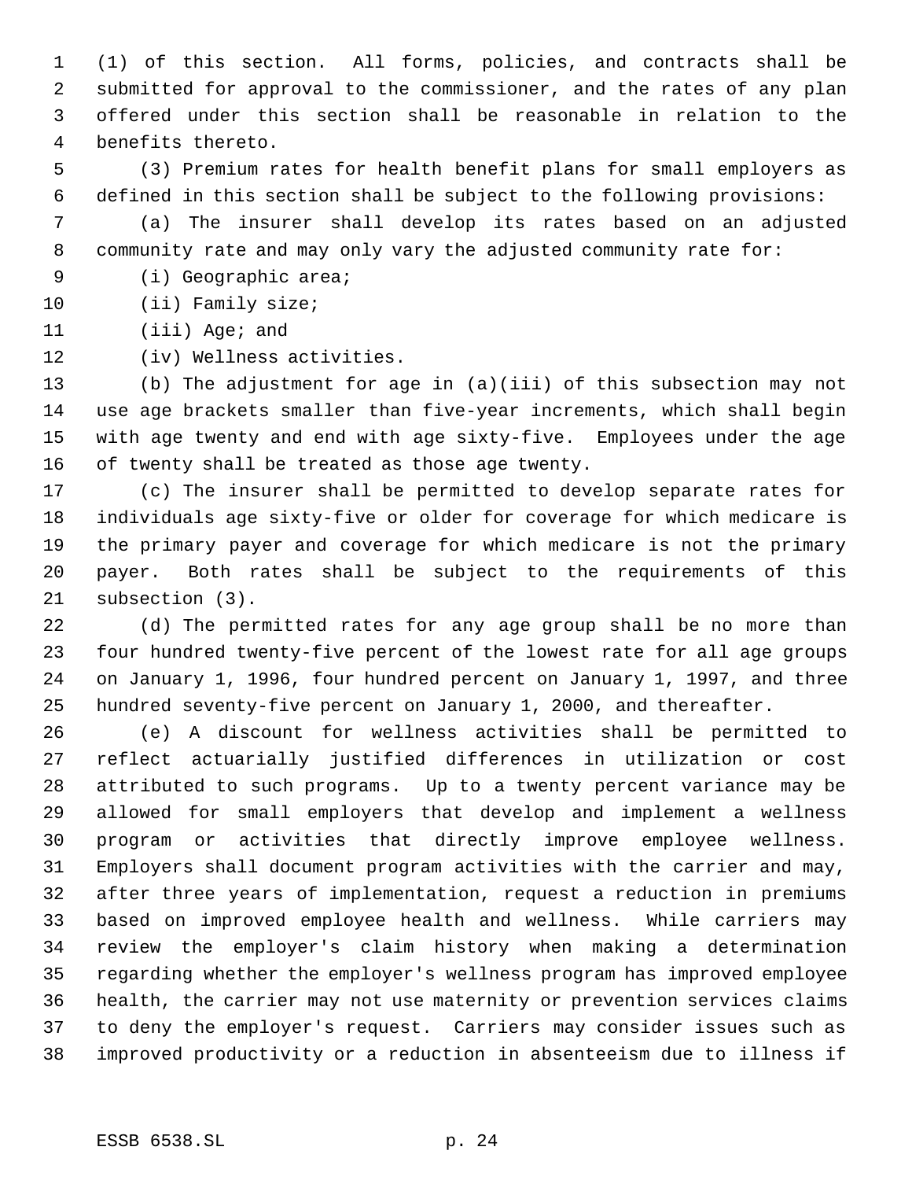(1) of this section. All forms, policies, and contracts shall be submitted for approval to the commissioner, and the rates of any plan offered under this section shall be reasonable in relation to the benefits thereto.

(3) Premium rates for health benefit plans for small employers as defined in this section shall be subject to the following provisions:

(a) The insurer shall develop its rates based on an adjusted community rate and may only vary the adjusted community rate for:

(i) Geographic area;

(ii) Family size;

(iii) Age; and

(iv) Wellness activities.

(b) The adjustment for age in (a)(iii) of this subsection may not use age brackets smaller than five-year increments, which shall begin with age twenty and end with age sixty-five. Employees under the age of twenty shall be treated as those age twenty.

(c) The insurer shall be permitted to develop separate rates for individuals age sixty-five or older for coverage for which medicare is the primary payer and coverage for which medicare is not the primary payer. Both rates shall be subject to the requirements of this subsection (3).

(d) The permitted rates for any age group shall be no more than four hundred twenty-five percent of the lowest rate for all age groups on January 1, 1996, four hundred percent on January 1, 1997, and three hundred seventy-five percent on January 1, 2000, and thereafter.

(e) A discount for wellness activities shall be permitted to reflect actuarially justified differences in utilization or cost attributed to such programs. Up to a twenty percent variance may be allowed for small employers that develop and implement a wellness program or activities that directly improve employee wellness. Employers shall document program activities with the carrier and may, after three years of implementation, request a reduction in premiums based on improved employee health and wellness. While carriers may review the employer's claim history when making a determination regarding whether the employer's wellness program has improved employee health, the carrier may not use maternity or prevention services claims to deny the employer's request. Carriers may consider issues such as improved productivity or a reduction in absenteeism due to illness if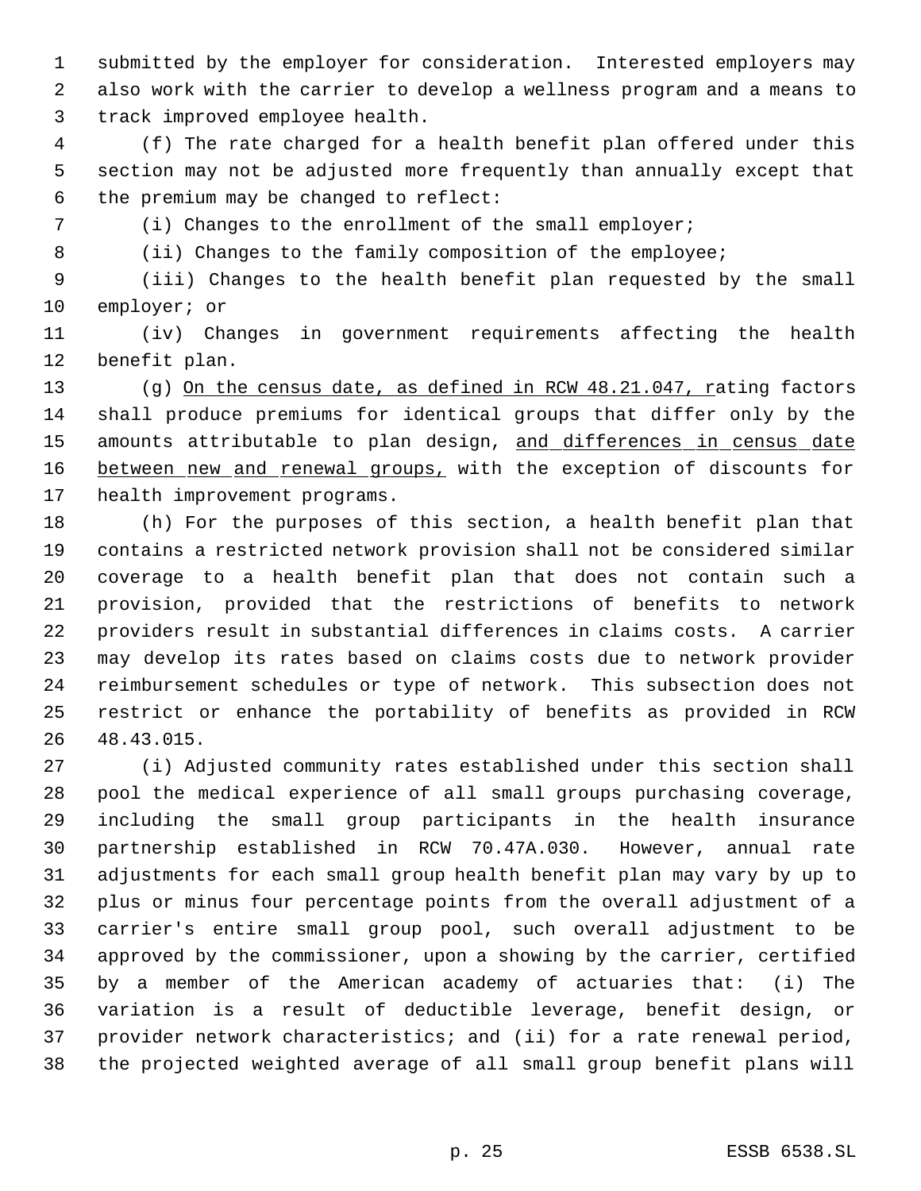submitted by the employer for consideration. Interested employers may also work with the carrier to develop a wellness program and a means to track improved employee health.

(f) The rate charged for a health benefit plan offered under this section may not be adjusted more frequently than annually except that the premium may be changed to reflect:

(i) Changes to the enrollment of the small employer;

(ii) Changes to the family composition of the employee;

(iii) Changes to the health benefit plan requested by the small employer; or

(iv) Changes in government requirements affecting the health benefit plan.

(g) <u>On the census date, as defined in RCW 48.21.047, r</u>ating factors shall produce premiums for identical groups that differ only by the amounts attributable to plan design, <u>and differences in census date between new and renewal groups,</u> with the exception of discounts for health improvement programs.

(h) For the purposes of this section, a health benefit plan that contains a restricted network provision shall not be considered similar coverage to a health benefit plan that does not contain such a provision, provided that the restrictions of benefits to network providers result in substantial differences in claims costs. A carrier may develop its rates based on claims costs due to network provider reimbursement schedules or type of network. This subsection does not restrict or enhance the portability of benefits as provided in RCW 48.43.015.

(i) Adjusted community rates established under this section shall pool the medical experience of all small groups purchasing coverage, including the small group participants in the health insurance partnership established in RCW 70.47A.030. However, annual rate adjustments for each small group health benefit plan may vary by up to plus or minus four percentage points from the overall adjustment of a carrier's entire small group pool, such overall adjustment to be approved by the commissioner, upon a showing by the carrier, certified by a member of the American academy of actuaries that: (i) The variation is a result of deductible leverage, benefit design, or provider network characteristics; and (ii) for a rate renewal period, the projected weighted average of all small group benefit plans will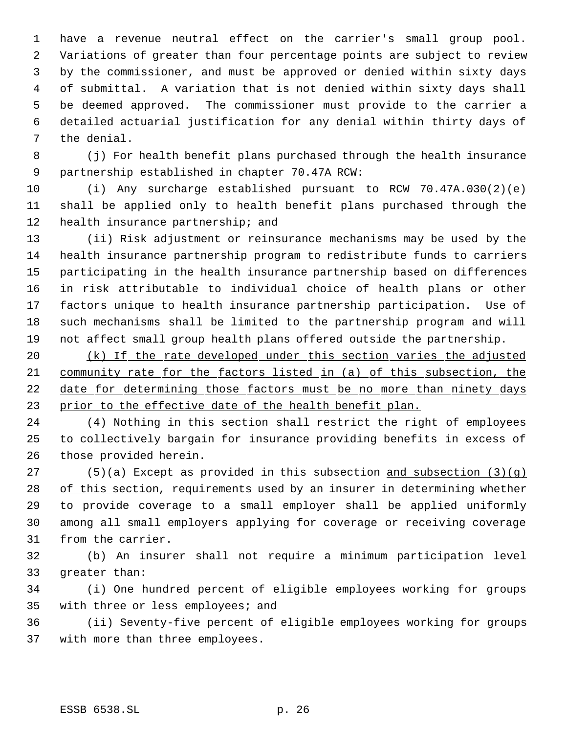have a revenue neutral effect on the carrier's small group pool. Variations of greater than four percentage points are subject to review by the commissioner, and must be approved or denied within sixty days of submittal. A variation that is not denied within sixty days shall be deemed approved. The commissioner must provide to the carrier a detailed actuarial justification for any denial within thirty days of the denial.

(j) For health benefit plans purchased through the health insurance partnership established in chapter 70.47A RCW:

(i) Any surcharge established pursuant to RCW 70.47A.030(2)(e) shall be applied only to health benefit plans purchased through the health insurance partnership; and

(ii) Risk adjustment or reinsurance mechanisms may be used by the health insurance partnership program to redistribute funds to carriers participating in the health insurance partnership based on differences in risk attributable to individual choice of health plans or other factors unique to health insurance partnership participation. Use of such mechanisms shall be limited to the partnership program and will not affect small group health plans offered outside the partnership.

<u>(k) If the rate developed under this section varies the adjusted community rate for the factors listed in (a) of this subsection, the date for determining those factors must be no more than ninety days prior to the effective date of the health benefit plan.</u>

(4) Nothing in this section shall restrict the right of employees to collectively bargain for insurance providing benefits in excess of those provided herein.

(5)(a) Except as provided in this subsection <u>and subsection (3)(g) of this section</u>, requirements used by an insurer in determining whether to provide coverage to a small employer shall be applied uniformly among all small employers applying for coverage or receiving coverage from the carrier.

(b) An insurer shall not require a minimum participation level greater than:

(i) One hundred percent of eligible employees working for groups with three or less employees; and

(ii) Seventy-five percent of eligible employees working for groups with more than three employees.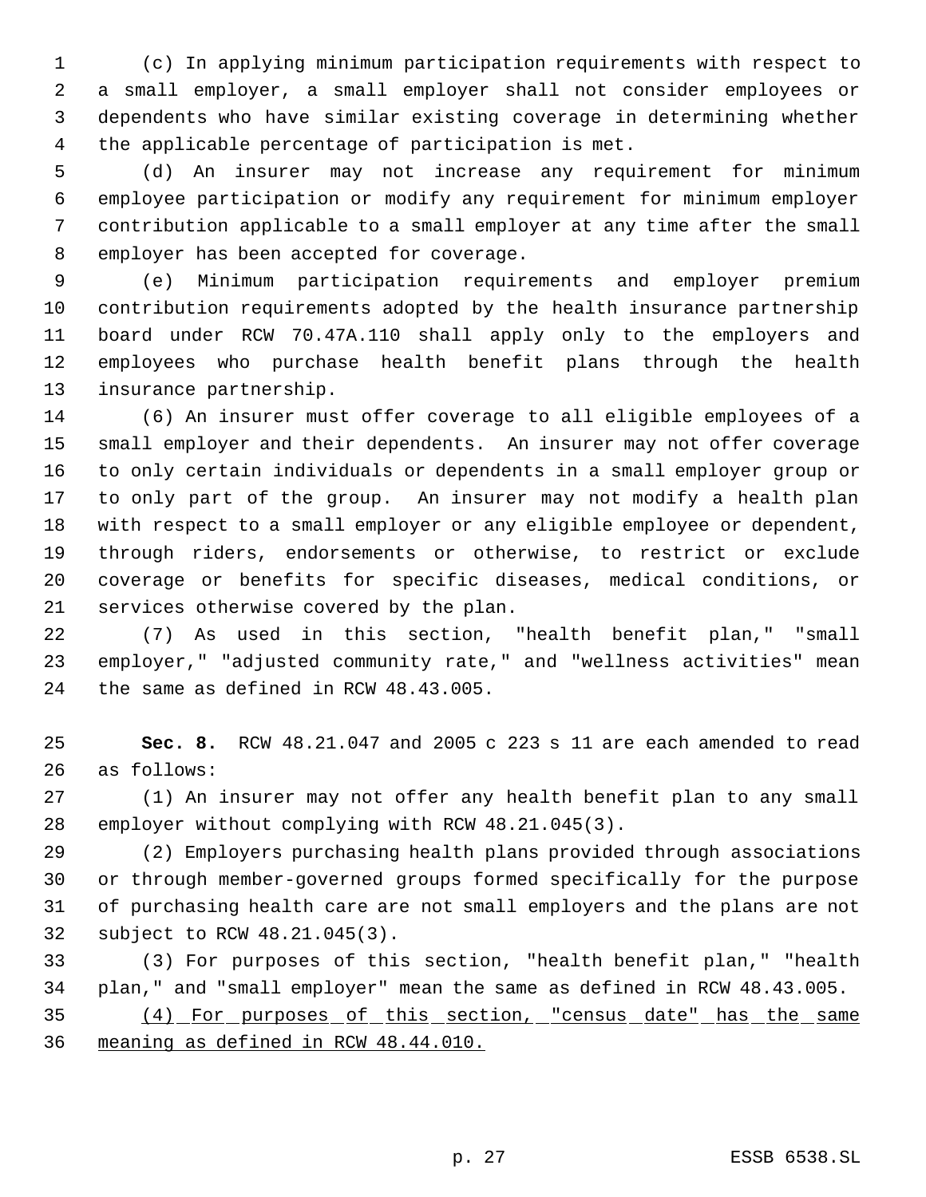(c) In applying minimum participation requirements with respect to a small employer, a small employer shall not consider employees or dependents who have similar existing coverage in determining whether the applicable percentage of participation is met.

(d) An insurer may not increase any requirement for minimum employee participation or modify any requirement for minimum employer contribution applicable to a small employer at any time after the small employer has been accepted for coverage.

(e) Minimum participation requirements and employer premium contribution requirements adopted by the health insurance partnership board under RCW 70.47A.110 shall apply only to the employers and employees who purchase health benefit plans through the health insurance partnership.

(6) An insurer must offer coverage to all eligible employees of a small employer and their dependents. An insurer may not offer coverage to only certain individuals or dependents in a small employer group or to only part of the group. An insurer may not modify a health plan with respect to a small employer or any eligible employee or dependent, through riders, endorsements or otherwise, to restrict or exclude coverage or benefits for specific diseases, medical conditions, or services otherwise covered by the plan.

(7) As used in this section, "health benefit plan," "small employer," "adjusted community rate," and "wellness activities" mean the same as defined in RCW 48.43.005.

**Sec. 8.** RCW 48.21.047 and 2005 c 223 s 11 are each amended to read as follows:

(1) An insurer may not offer any health benefit plan to any small employer without complying with RCW 48.21.045(3).

(2) Employers purchasing health plans provided through associations or through member-governed groups formed specifically for the purpose of purchasing health care are not small employers and the plans are not subject to RCW 48.21.045(3).

(3) For purposes of this section, "health benefit plan," "health plan," and "small employer" mean the same as defined in RCW 48.43.005.

<u>(4) For purposes of this section, "census date" has the same meaning as defined in RCW 48.44.010.</u>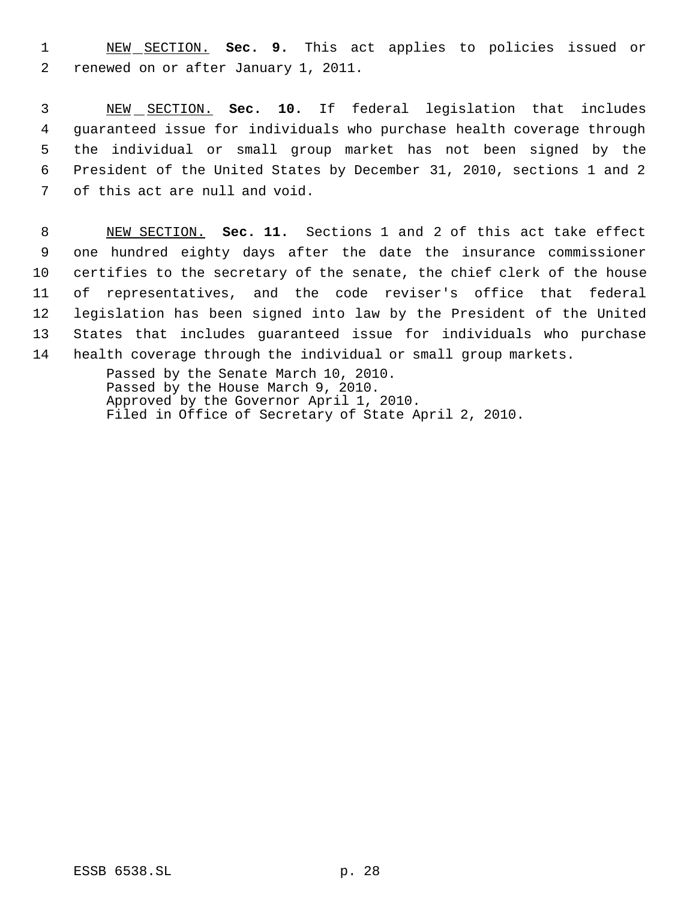NEW SECTION. **Sec. 9.** This act applies to policies issued or renewed on or after January 1, 2011.

NEW SECTION. **Sec. 10.** If federal legislation that includes guaranteed issue for individuals who purchase health coverage through the individual or small group market has not been signed by the President of the United States by December 31, 2010, sections 1 and 2 of this act are null and void.

NEW SECTION. **Sec. 11.** Sections 1 and 2 of this act take effect one hundred eighty days after the date the insurance commissioner certifies to the secretary of the senate, the chief clerk of the house of representatives, and the code reviser's office that federal legislation has been signed into law by the President of the United States that includes guaranteed issue for individuals who purchase health coverage through the individual or small group markets.

Passed by the Senate March 10, 2010.
Passed by the House March 9, 2010.
Approved by the Governor April 1, 2010.
Filed in Office of Secretary of State April 2, 2010.